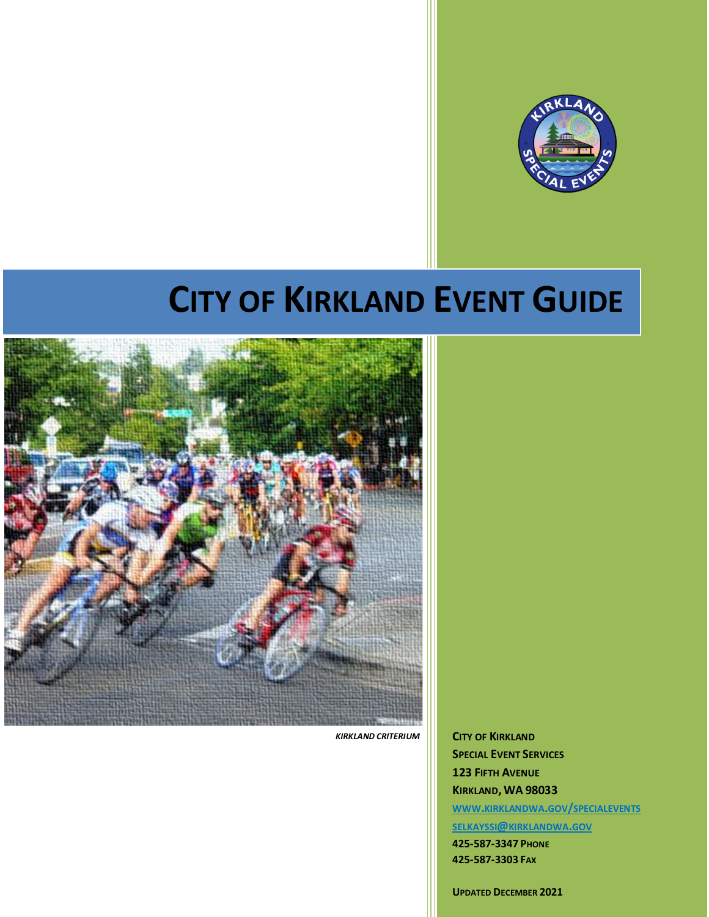# City of Kirkland Event Guide

*Kirkland Criterium*

**City of Kirkland**
**Special Event Services**
**123 Fifth Avenue**
**Kirkland, WA 98033**
**www.kirklandwa.gov/specialevents**
**selkayssi@kirklandwa.gov**
**425-587-3347 Phone**
**425-587-3303 Fax**

**Updated December 2021**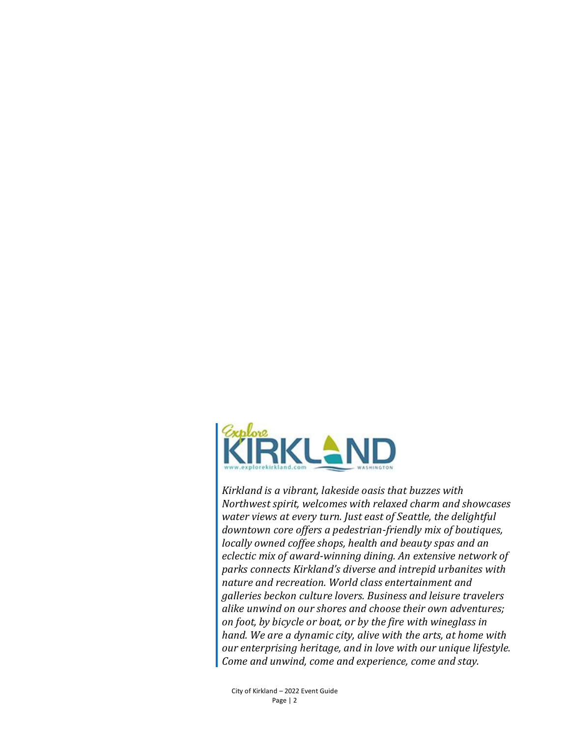*Kirkland is a vibrant, lakeside oasis that buzzes with Northwest spirit, welcomes with relaxed charm and showcases water views at every turn. Just east of Seattle, the delightful downtown core offers a pedestrian-friendly mix of boutiques, locally owned coffee shops, health and beauty spas and an eclectic mix of award-winning dining. An extensive network of parks connects Kirkland's diverse and intrepid urbanites with nature and recreation. World class entertainment and galleries beckon culture lovers. Business and leisure travelers alike unwind on our shores and choose their own adventures; on foot, by bicycle or boat, or by the fire with wineglass in hand. We are a dynamic city, alive with the arts, at home with our enterprising heritage, and in love with our unique lifestyle. Come and unwind, come and experience, come and stay.*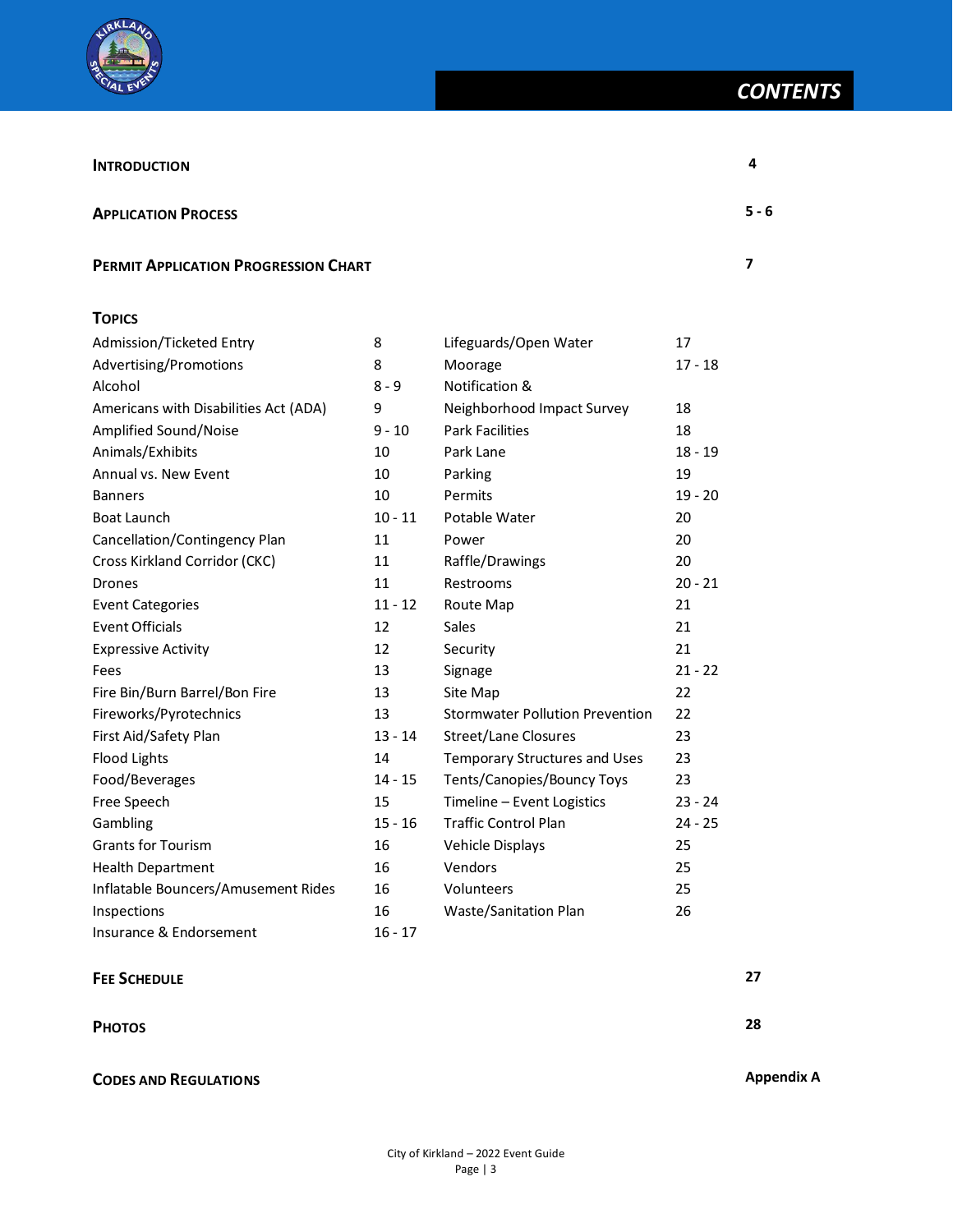# CONTENTS

| | |
|---|---|
| **INTRODUCTION** | **4** |
| **APPLICATION PROCESS** | **5 - 6** |
| **PERMIT APPLICATION PROGRESSION CHART** | **7** |

## TOPICS

| Topic | Page | Topic | Page |
|---|---|---|---|
| Admission/Ticketed Entry | 8 | Lifeguards/Open Water | 17 |
| Advertising/Promotions | 8 | Moorage | 17 - 18 |
| Alcohol | 8 - 9 | Notification & Neighborhood Impact Survey | 18 |
| Americans with Disabilities Act (ADA) | 9 | Park Facilities | 18 |
| Amplified Sound/Noise | 9 - 10 | Park Lane | 18 - 19 |
| Animals/Exhibits | 10 | Parking | 19 |
| Annual vs. New Event | 10 | Permits | 19 - 20 |
| Banners | 10 | Potable Water | 20 |
| Boat Launch | 10 - 11 | Power | 20 |
| Cancellation/Contingency Plan | 11 | Raffle/Drawings | 20 |
| Cross Kirkland Corridor (CKC) | 11 | Restrooms | 20 - 21 |
| Drones | 11 | Route Map | 21 |
| Event Categories | 11 - 12 | Sales | 21 |
| Event Officials | 12 | Security | 21 |
| Expressive Activity | 12 | Signage | 21 - 22 |
| Fees | 13 | Site Map | 22 |
| Fire Bin/Burn Barrel/Bon Fire | 13 | Stormwater Pollution Prevention | 22 |
| Fireworks/Pyrotechnics | 13 | Street/Lane Closures | 23 |
| First Aid/Safety Plan | 13 - 14 | Temporary Structures and Uses | 23 |
| Flood Lights | 14 | Tents/Canopies/Bouncy Toys | 23 |
| Food/Beverages | 14 - 15 | Timeline – Event Logistics | 23 - 24 |
| Free Speech | 15 | Traffic Control Plan | 24 - 25 |
| Gambling | 15 - 16 | Vehicle Displays | 25 |
| Grants for Tourism | 16 | Vendors | 25 |
| Health Department | 16 | Volunteers | 25 |
| Inflatable Bouncers/Amusement Rides | 16 | Waste/Sanitation Plan | 26 |
| Inspections | 16 | | |
| Insurance & Endorsement | 16 - 17 | | |

| | |
|---|---|
| **FEE SCHEDULE** | **27** |
| **PHOTOS** | **28** |
| **CODES AND REGULATIONS** | **Appendix A** |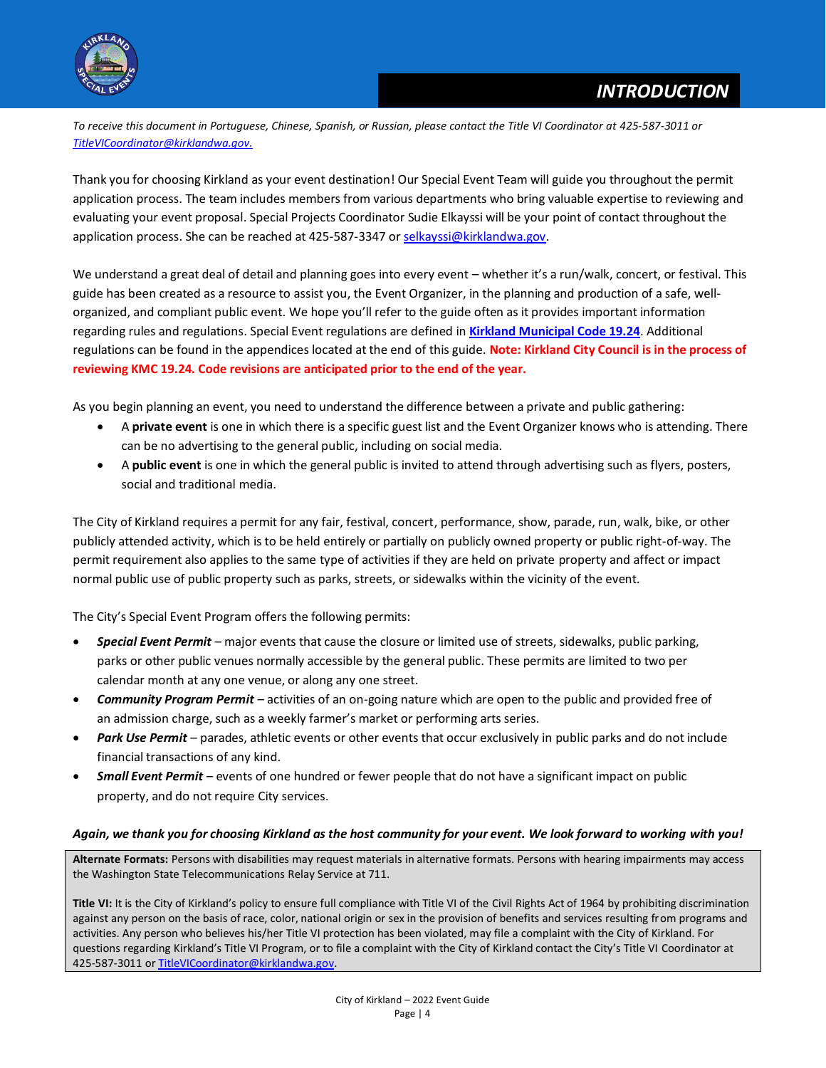# INTRODUCTION

*To receive this document in Portuguese, Chinese, Spanish, or Russian, please contact the Title VI Coordinator at 425-587-3011 or [TitleVICoordinator@kirklandwa.gov.](mailto:TitleVICoordinator@kirklandwa.gov)*

Thank you for choosing Kirkland as your event destination! Our Special Event Team will guide you throughout the permit application process. The team includes members from various departments who bring valuable expertise to reviewing and evaluating your event proposal. Special Projects Coordinator Sudie Elkayssi will be your point of contact throughout the application process. She can be reached at 425-587-3347 or [selkayssi@kirklandwa.gov](mailto:selkayssi@kirklandwa.gov).

We understand a great deal of detail and planning goes into every event – whether it's a run/walk, concert, or festival. This guide has been created as a resource to assist you, the Event Organizer, in the planning and production of a safe, well-organized, and compliant public event. We hope you'll refer to the guide often as it provides important information regarding rules and regulations. Special Event regulations are defined in **Kirkland Municipal Code 19.24**. Additional regulations can be found in the appendices located at the end of this guide. **Note: Kirkland City Council is in the process of reviewing KMC 19.24. Code revisions are anticipated prior to the end of the year.**

As you begin planning an event, you need to understand the difference between a private and public gathering:

- A **private event** is one in which there is a specific guest list and the Event Organizer knows who is attending. There can be no advertising to the general public, including on social media.
- A **public event** is one in which the general public is invited to attend through advertising such as flyers, posters, social and traditional media.

The City of Kirkland requires a permit for any fair, festival, concert, performance, show, parade, run, walk, bike, or other publicly attended activity, which is to be held entirely or partially on publicly owned property or public right-of-way. The permit requirement also applies to the same type of activities if they are held on private property and affect or impact normal public use of public property such as parks, streets, or sidewalks within the vicinity of the event.

The City's Special Event Program offers the following permits:

- ***Special Event Permit*** – major events that cause the closure or limited use of streets, sidewalks, public parking, parks or other public venues normally accessible by the general public. These permits are limited to two per calendar month at any one venue, or along any one street.
- ***Community Program Permit*** – activities of an on-going nature which are open to the public and provided free of an admission charge, such as a weekly farmer's market or performing arts series.
- ***Park Use Permit*** – parades, athletic events or other events that occur exclusively in public parks and do not include financial transactions of any kind.
- ***Small Event Permit*** – events of one hundred or fewer people that do not have a significant impact on public property, and do not require City services.

***Again, we thank you for choosing Kirkland as the host community for your event. We look forward to working with you!***

**Alternate Formats:** Persons with disabilities may request materials in alternative formats. Persons with hearing impairments may access the Washington State Telecommunications Relay Service at 711.

**Title VI:** It is the City of Kirkland's policy to ensure full compliance with Title VI of the Civil Rights Act of 1964 by prohibiting discrimination against any person on the basis of race, color, national origin or sex in the provision of benefits and services resulting from programs and activities. Any person who believes his/her Title VI protection has been violated, may file a complaint with the City of Kirkland. For questions regarding Kirkland's Title VI Program, or to file a complaint with the City of Kirkland contact the City's Title VI Coordinator at 425-587-3011 or [TitleVICoordinator@kirklandwa.gov](mailto:TitleVICoordinator@kirklandwa.gov).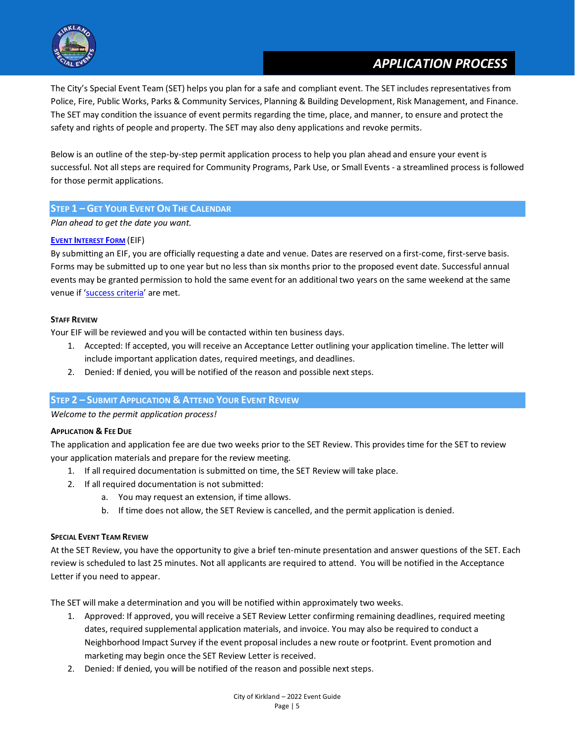# APPLICATION PROCESS

The City's Special Event Team (SET) helps you plan for a safe and compliant event. The SET includes representatives from Police, Fire, Public Works, Parks & Community Services, Planning & Building Development, Risk Management, and Finance. The SET may condition the issuance of event permits regarding the time, place, and manner, to ensure and protect the safety and rights of people and property. The SET may also deny applications and revoke permits.

Below is an outline of the step-by-step permit application process to help you plan ahead and ensure your event is successful. Not all steps are required for Community Programs, Park Use, or Small Events - a streamlined process is followed for those permit applications.

## Step 1 – Get Your Event On The Calendar

*Plan ahead to get the date you want.*

**Event Interest Form** (EIF)

By submitting an EIF, you are officially requesting a date and venue. Dates are reserved on a first-come, first-serve basis. Forms may be submitted up to one year but no less than six months prior to the proposed event date. Successful annual events may be granted permission to hold the same event for an additional two years on the same weekend at the same venue if 'success criteria' are met.

### Staff Review

Your EIF will be reviewed and you will be contacted within ten business days.

1. Accepted: If accepted, you will receive an Acceptance Letter outlining your application timeline. The letter will include important application dates, required meetings, and deadlines.
2. Denied: If denied, you will be notified of the reason and possible next steps.

## Step 2 – Submit Application & Attend Your Event Review

*Welcome to the permit application process!*

### Application & Fee Due

The application and application fee are due two weeks prior to the SET Review. This provides time for the SET to review your application materials and prepare for the review meeting.

1. If all required documentation is submitted on time, the SET Review will take place.
2. If all required documentation is not submitted:
   a. You may request an extension, if time allows.
   b. If time does not allow, the SET Review is cancelled, and the permit application is denied.

### Special Event Team Review

At the SET Review, you have the opportunity to give a brief ten-minute presentation and answer questions of the SET. Each review is scheduled to last 25 minutes. Not all applicants are required to attend. You will be notified in the Acceptance Letter if you need to appear.

The SET will make a determination and you will be notified within approximately two weeks.

1. Approved: If approved, you will receive a SET Review Letter confirming remaining deadlines, required meeting dates, required supplemental application materials, and invoice. You may also be required to conduct a Neighborhood Impact Survey if the event proposal includes a new route or footprint. Event promotion and marketing may begin once the SET Review Letter is received.
2. Denied: If denied, you will be notified of the reason and possible next steps.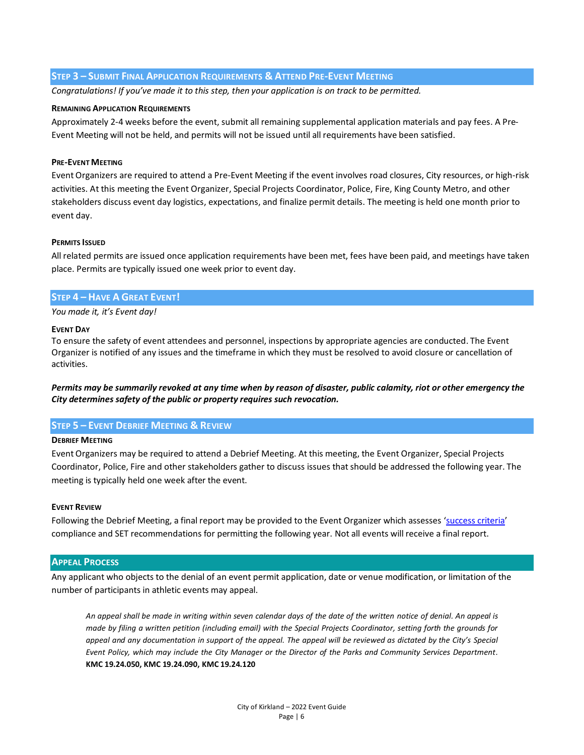## Step 3 – Submit Final Application Requirements & Attend Pre-Event Meeting

*Congratulations! If you've made it to this step, then your application is on track to be permitted.*

#### Remaining Application Requirements

Approximately 2-4 weeks before the event, submit all remaining supplemental application materials and pay fees. A Pre-Event Meeting will not be held, and permits will not be issued until all requirements have been satisfied.

#### Pre-Event Meeting

Event Organizers are required to attend a Pre-Event Meeting if the event involves road closures, City resources, or high-risk activities. At this meeting the Event Organizer, Special Projects Coordinator, Police, Fire, King County Metro, and other stakeholders discuss event day logistics, expectations, and finalize permit details. The meeting is held one month prior to event day.

#### Permits Issued

All related permits are issued once application requirements have been met, fees have been paid, and meetings have taken place. Permits are typically issued one week prior to event day.

## Step 4 – Have A Great Event!

*You made it, it's Event day!*

#### Event Day

To ensure the safety of event attendees and personnel, inspections by appropriate agencies are conducted. The Event Organizer is notified of any issues and the timeframe in which they must be resolved to avoid closure or cancellation of activities.

***Permits may be summarily revoked at any time when by reason of disaster, public calamity, riot or other emergency the City determines safety of the public or property requires such revocation.***

## Step 5 – Event Debrief Meeting & Review

#### Debrief Meeting

Event Organizers may be required to attend a Debrief Meeting. At this meeting, the Event Organizer, Special Projects Coordinator, Police, Fire and other stakeholders gather to discuss issues that should be addressed the following year. The meeting is typically held one week after the event.

#### Event Review

Following the Debrief Meeting, a final report may be provided to the Event Organizer which assesses 'success criteria' compliance and SET recommendations for permitting the following year. Not all events will receive a final report.

## Appeal Process

Any applicant who objects to the denial of an event permit application, date or venue modification, or limitation of the number of participants in athletic events may appeal.

> *An appeal shall be made in writing within seven calendar days of the date of the written notice of denial. An appeal is made by filing a written petition (including email) with the Special Projects Coordinator, setting forth the grounds for appeal and any documentation in support of the appeal. The appeal will be reviewed as dictated by the City's Special Event Policy, which may include the City Manager or the Director of the Parks and Community Services Department.* **KMC 19.24.050, KMC 19.24.090, KMC 19.24.120**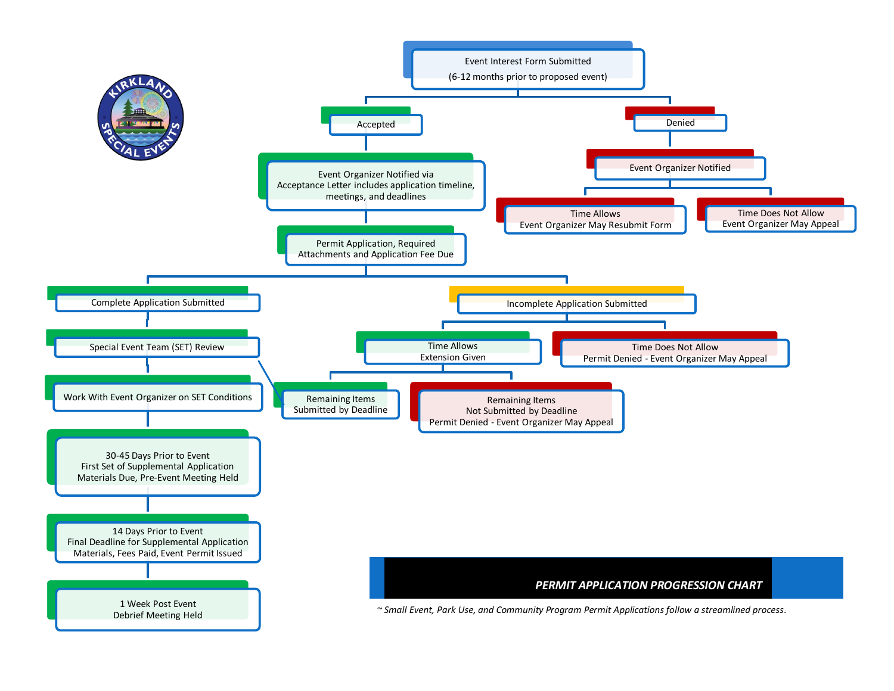# PERMIT APPLICATION PROGRESSION CHART

- Event Interest Form Submitted (6-12 months prior to proposed event)
  - Accepted
    - Event Organizer Notified via Acceptance Letter includes application timeline, meetings, and deadlines
    - Permit Application, Required Attachments and Application Fee Due
      - Complete Application Submitted
        - Special Event Team (SET) Review
        - Work With Event Organizer on SET Conditions
        - 30-45 Days Prior to Event: First Set of Supplemental Application Materials Due, Pre-Event Meeting Held
        - 14 Days Prior to Event: Final Deadline for Supplemental Application Materials, Fees Paid, Event Permit Issued
        - 1 Week Post Event: Debrief Meeting Held
      - Incomplete Application Submitted
        - Time Allows: Extension Given
          - Remaining Items Submitted by Deadline (proceeds to Special Event Team (SET) Review)
          - Remaining Items Not Submitted by Deadline: Permit Denied - Event Organizer May Appeal
        - Time Does Not Allow: Permit Denied - Event Organizer May Appeal
  - Denied
    - Event Organizer Notified
      - Time Allows: Event Organizer May Resubmit Form
      - Time Does Not Allow: Event Organizer May Appeal

*~ Small Event, Park Use, and Community Program Permit Applications follow a streamlined process.*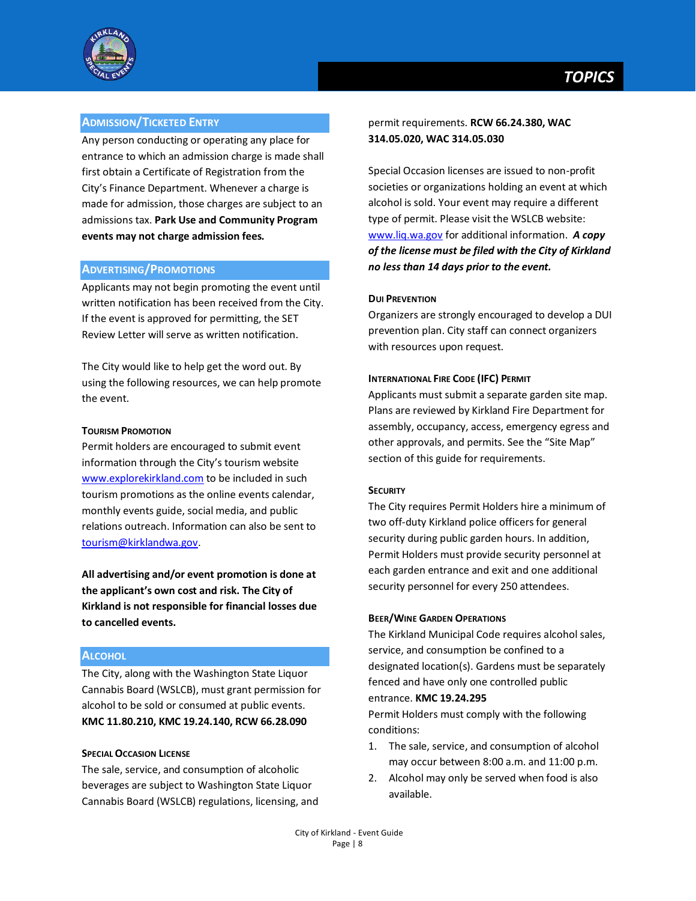## ADMISSION/TICKETED ENTRY

Any person conducting or operating any place for entrance to which an admission charge is made shall first obtain a Certificate of Registration from the City's Finance Department. Whenever a charge is made for admission, those charges are subject to an admissions tax. **Park Use and Community Program events may not charge admission fees.**

## ADVERTISING/PROMOTIONS

Applicants may not begin promoting the event until written notification has been received from the City. If the event is approved for permitting, the SET Review Letter will serve as written notification.

The City would like to help get the word out. By using the following resources, we can help promote the event.

### TOURISM PROMOTION

Permit holders are encouraged to submit event information through the City's tourism website www.explorekirkland.com to be included in such tourism promotions as the online events calendar, monthly events guide, social media, and public relations outreach. Information can also be sent to tourism@kirklandwa.gov.

**All advertising and/or event promotion is done at the applicant's own cost and risk. The City of Kirkland is not responsible for financial losses due to cancelled events.**

## ALCOHOL

The City, along with the Washington State Liquor Cannabis Board (WSLCB), must grant permission for alcohol to be sold or consumed at public events. **KMC 11.80.210, KMC 19.24.140, RCW 66.28.090**

### SPECIAL OCCASION LICENSE

The sale, service, and consumption of alcoholic beverages are subject to Washington State Liquor Cannabis Board (WSLCB) regulations, licensing, and permit requirements. **RCW 66.24.380, WAC 314.05.020, WAC 314.05.030**

Special Occasion licenses are issued to non-profit societies or organizations holding an event at which alcohol is sold. Your event may require a different type of permit. Please visit the WSLCB website: www.liq.wa.gov for additional information. ***A copy of the license must be filed with the City of Kirkland no less than 14 days prior to the event.***

### DUI PREVENTION

Organizers are strongly encouraged to develop a DUI prevention plan. City staff can connect organizers with resources upon request.

### INTERNATIONAL FIRE CODE (IFC) PERMIT

Applicants must submit a separate garden site map. Plans are reviewed by Kirkland Fire Department for assembly, occupancy, access, emergency egress and other approvals, and permits. See the "Site Map" section of this guide for requirements.

### SECURITY

The City requires Permit Holders hire a minimum of two off-duty Kirkland police officers for general security during public garden hours. In addition, Permit Holders must provide security personnel at each garden entrance and exit and one additional security personnel for every 250 attendees.

### BEER/WINE GARDEN OPERATIONS

The Kirkland Municipal Code requires alcohol sales, service, and consumption be confined to a designated location(s). Gardens must be separately fenced and have only one controlled public entrance. **KMC 19.24.295**

Permit Holders must comply with the following conditions:

1. The sale, service, and consumption of alcohol may occur between 8:00 a.m. and 11:00 p.m.
2. Alcohol may only be served when food is also available.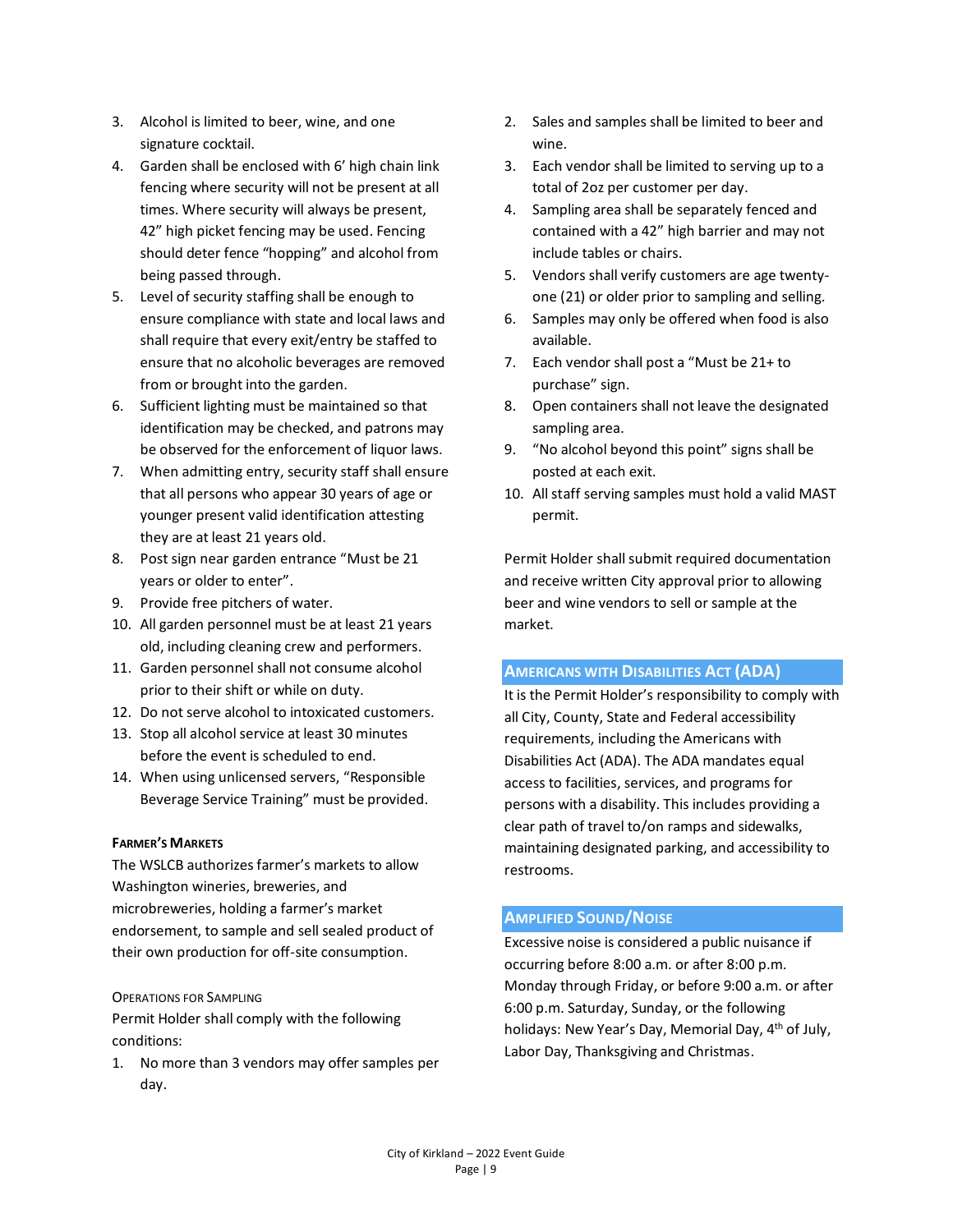3. Alcohol is limited to beer, wine, and one signature cocktail.
4. Garden shall be enclosed with 6' high chain link fencing where security will not be present at all times. Where security will always be present, 42" high picket fencing may be used. Fencing should deter fence "hopping" and alcohol from being passed through.
5. Level of security staffing shall be enough to ensure compliance with state and local laws and shall require that every exit/entry be staffed to ensure that no alcoholic beverages are removed from or brought into the garden.
6. Sufficient lighting must be maintained so that identification may be checked, and patrons may be observed for the enforcement of liquor laws.
7. When admitting entry, security staff shall ensure that all persons who appear 30 years of age or younger present valid identification attesting they are at least 21 years old.
8. Post sign near garden entrance "Must be 21 years or older to enter".
9. Provide free pitchers of water.
10. All garden personnel must be at least 21 years old, including cleaning crew and performers.
11. Garden personnel shall not consume alcohol prior to their shift or while on duty.
12. Do not serve alcohol to intoxicated customers.
13. Stop all alcohol service at least 30 minutes before the event is scheduled to end.
14. When using unlicensed servers, "Responsible Beverage Service Training" must be provided.

#### Farmer's Markets

The WSLCB authorizes farmer's markets to allow Washington wineries, breweries, and microbreweries, holding a farmer's market endorsement, to sample and sell sealed product of their own production for off-site consumption.

##### Operations for Sampling

Permit Holder shall comply with the following conditions:

1. No more than 3 vendors may offer samples per day.
2. Sales and samples shall be limited to beer and wine.
3. Each vendor shall be limited to serving up to a total of 2oz per customer per day.
4. Sampling area shall be separately fenced and contained with a 42" high barrier and may not include tables or chairs.
5. Vendors shall verify customers are age twenty-one (21) or older prior to sampling and selling.
6. Samples may only be offered when food is also available.
7. Each vendor shall post a "Must be 21+ to purchase" sign.
8. Open containers shall not leave the designated sampling area.
9. "No alcohol beyond this point" signs shall be posted at each exit.
10. All staff serving samples must hold a valid MAST permit.

Permit Holder shall submit required documentation and receive written City approval prior to allowing beer and wine vendors to sell or sample at the market.

## Americans with Disabilities Act (ADA)

It is the Permit Holder's responsibility to comply with all City, County, State and Federal accessibility requirements, including the Americans with Disabilities Act (ADA). The ADA mandates equal access to facilities, services, and programs for persons with a disability. This includes providing a clear path of travel to/on ramps and sidewalks, maintaining designated parking, and accessibility to restrooms.

## Amplified Sound/Noise

Excessive noise is considered a public nuisance if occurring before 8:00 a.m. or after 8:00 p.m. Monday through Friday, or before 9:00 a.m. or after 6:00 p.m. Saturday, Sunday, or the following holidays: New Year's Day, Memorial Day, 4th of July, Labor Day, Thanksgiving and Christmas.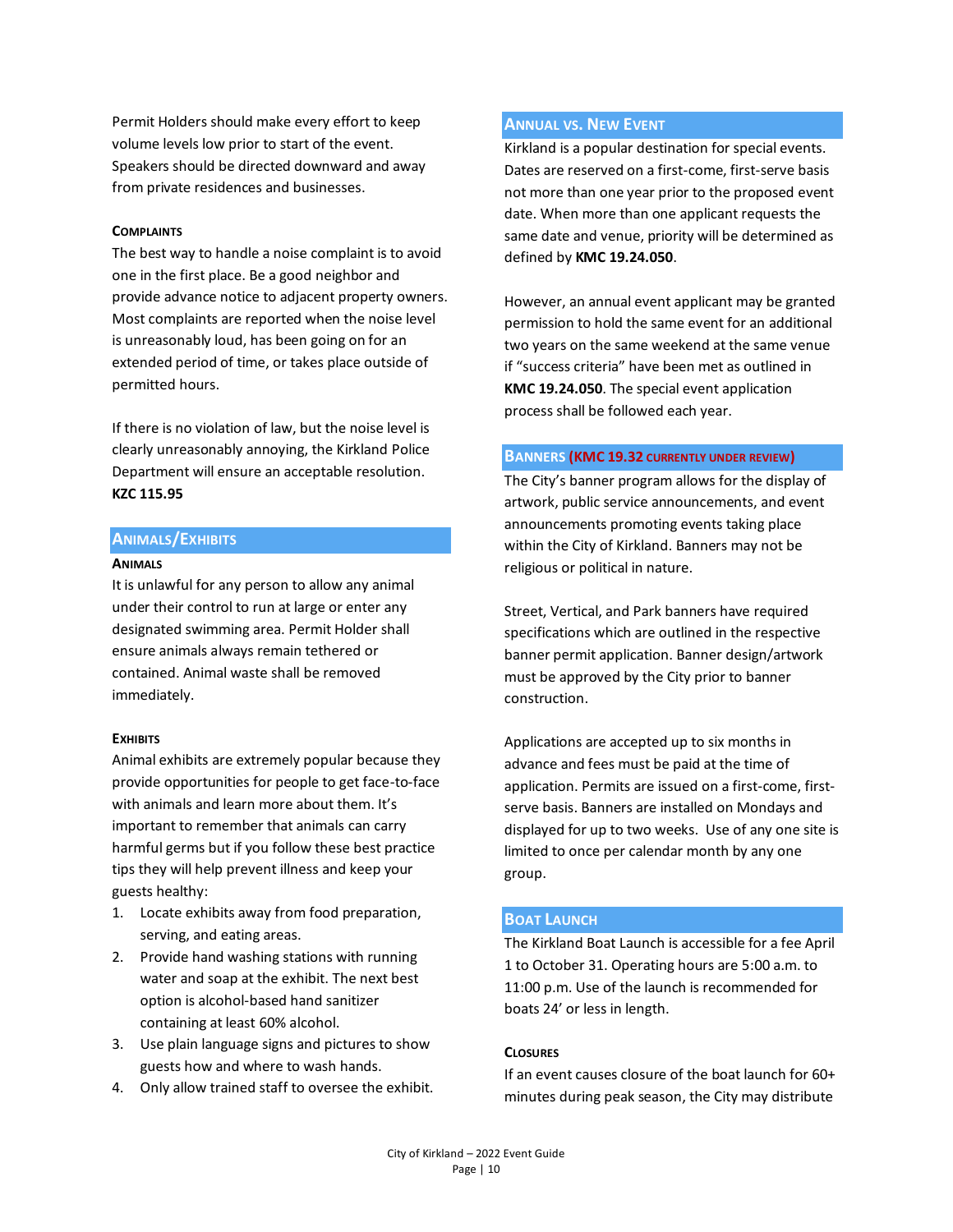Permit Holders should make every effort to keep volume levels low prior to start of the event. Speakers should be directed downward and away from private residences and businesses.

#### Complaints

The best way to handle a noise complaint is to avoid one in the first place. Be a good neighbor and provide advance notice to adjacent property owners. Most complaints are reported when the noise level is unreasonably loud, has been going on for an extended period of time, or takes place outside of permitted hours.

If there is no violation of law, but the noise level is clearly unreasonably annoying, the Kirkland Police Department will ensure an acceptable resolution. **KZC 115.95**

## Animals/Exhibits

#### Animals

It is unlawful for any person to allow any animal under their control to run at large or enter any designated swimming area. Permit Holder shall ensure animals always remain tethered or contained. Animal waste shall be removed immediately.

#### Exhibits

Animal exhibits are extremely popular because they provide opportunities for people to get face-to-face with animals and learn more about them. It's important to remember that animals can carry harmful germs but if you follow these best practice tips they will help prevent illness and keep your guests healthy:

1. Locate exhibits away from food preparation, serving, and eating areas.
2. Provide hand washing stations with running water and soap at the exhibit. The next best option is alcohol-based hand sanitizer containing at least 60% alcohol.
3. Use plain language signs and pictures to show guests how and where to wash hands.
4. Only allow trained staff to oversee the exhibit.

## Annual vs. New Event

Kirkland is a popular destination for special events. Dates are reserved on a first-come, first-serve basis not more than one year prior to the proposed event date. When more than one applicant requests the same date and venue, priority will be determined as defined by **KMC 19.24.050**.

However, an annual event applicant may be granted permission to hold the same event for an additional two years on the same weekend at the same venue if "success criteria" have been met as outlined in **KMC 19.24.050**. The special event application process shall be followed each year.

## Banners (KMC 19.32 currently under review)

The City's banner program allows for the display of artwork, public service announcements, and event announcements promoting events taking place within the City of Kirkland. Banners may not be religious or political in nature.

Street, Vertical, and Park banners have required specifications which are outlined in the respective banner permit application. Banner design/artwork must be approved by the City prior to banner construction.

Applications are accepted up to six months in advance and fees must be paid at the time of application. Permits are issued on a first-come, first-serve basis. Banners are installed on Mondays and displayed for up to two weeks. Use of any one site is limited to once per calendar month by any one group.

## Boat Launch

The Kirkland Boat Launch is accessible for a fee April 1 to October 31. Operating hours are 5:00 a.m. to 11:00 p.m. Use of the launch is recommended for boats 24' or less in length.

#### Closures

If an event causes closure of the boat launch for 60+ minutes during peak season, the City may distribute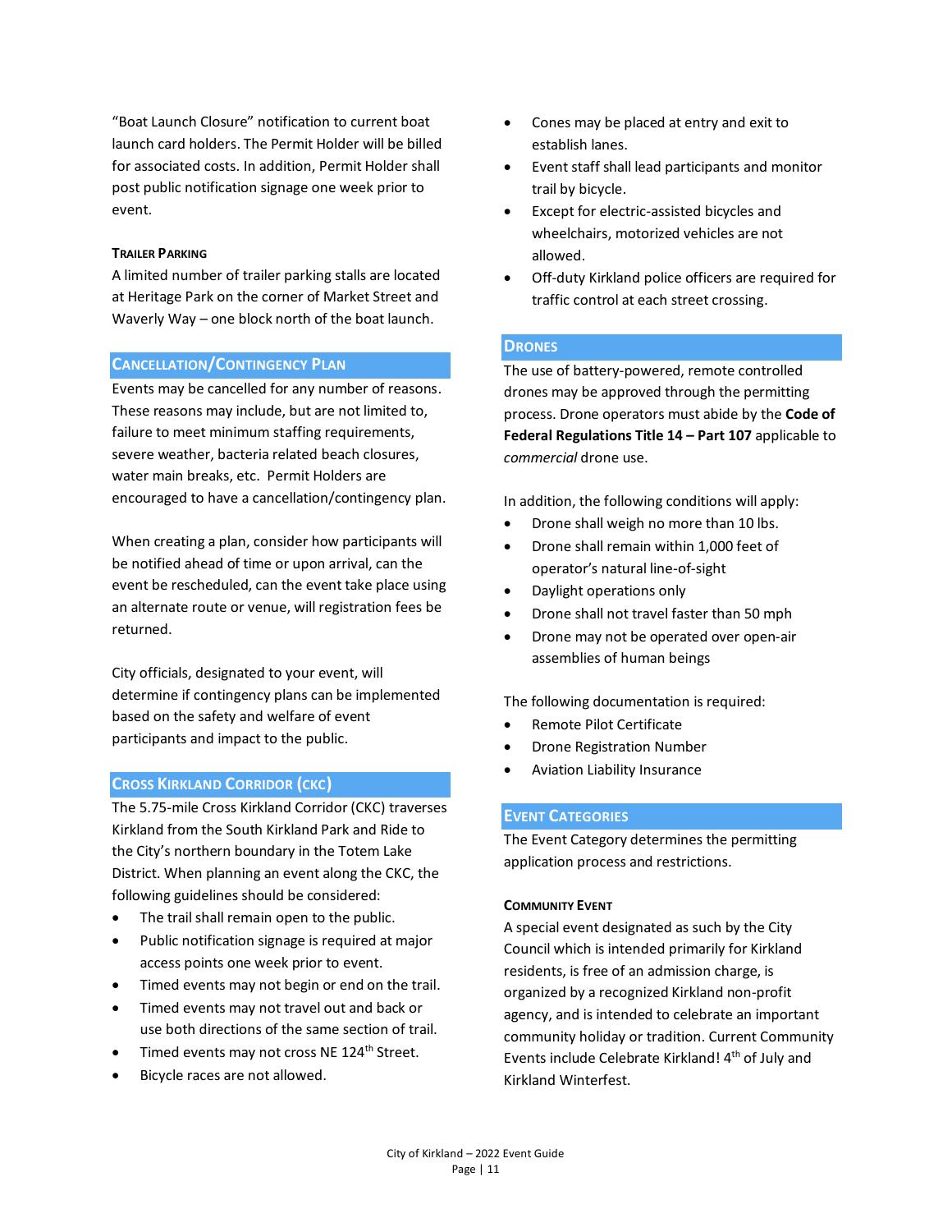"Boat Launch Closure" notification to current boat launch card holders. The Permit Holder will be billed for associated costs. In addition, Permit Holder shall post public notification signage one week prior to event.

#### Trailer Parking

A limited number of trailer parking stalls are located at Heritage Park on the corner of Market Street and Waverly Way – one block north of the boat launch.

### Cancellation/Contingency Plan

Events may be cancelled for any number of reasons. These reasons may include, but are not limited to, failure to meet minimum staffing requirements, severe weather, bacteria related beach closures, water main breaks, etc. Permit Holders are encouraged to have a cancellation/contingency plan.

When creating a plan, consider how participants will be notified ahead of time or upon arrival, can the event be rescheduled, can the event take place using an alternate route or venue, will registration fees be returned.

City officials, designated to your event, will determine if contingency plans can be implemented based on the safety and welfare of event participants and impact to the public.

### Cross Kirkland Corridor (CKC)

The 5.75-mile Cross Kirkland Corridor (CKC) traverses Kirkland from the South Kirkland Park and Ride to the City's northern boundary in the Totem Lake District. When planning an event along the CKC, the following guidelines should be considered:

- The trail shall remain open to the public.
- Public notification signage is required at major access points one week prior to event.
- Timed events may not begin or end on the trail.
- Timed events may not travel out and back or use both directions of the same section of trail.
- Timed events may not cross NE 124th Street.
- Bicycle races are not allowed.
- Cones may be placed at entry and exit to establish lanes.
- Event staff shall lead participants and monitor trail by bicycle.
- Except for electric-assisted bicycles and wheelchairs, motorized vehicles are not allowed.
- Off-duty Kirkland police officers are required for traffic control at each street crossing.

### Drones

The use of battery-powered, remote controlled drones may be approved through the permitting process. Drone operators must abide by the **Code of Federal Regulations Title 14 – Part 107** applicable to *commercial* drone use.

In addition, the following conditions will apply:

- Drone shall weigh no more than 10 lbs.
- Drone shall remain within 1,000 feet of operator's natural line-of-sight
- Daylight operations only
- Drone shall not travel faster than 50 mph
- Drone may not be operated over open-air assemblies of human beings

The following documentation is required:

- Remote Pilot Certificate
- Drone Registration Number
- Aviation Liability Insurance

### Event Categories

The Event Category determines the permitting application process and restrictions.

#### Community Event

A special event designated as such by the City Council which is intended primarily for Kirkland residents, is free of an admission charge, is organized by a recognized Kirkland non-profit agency, and is intended to celebrate an important community holiday or tradition. Current Community Events include Celebrate Kirkland! 4th of July and Kirkland Winterfest.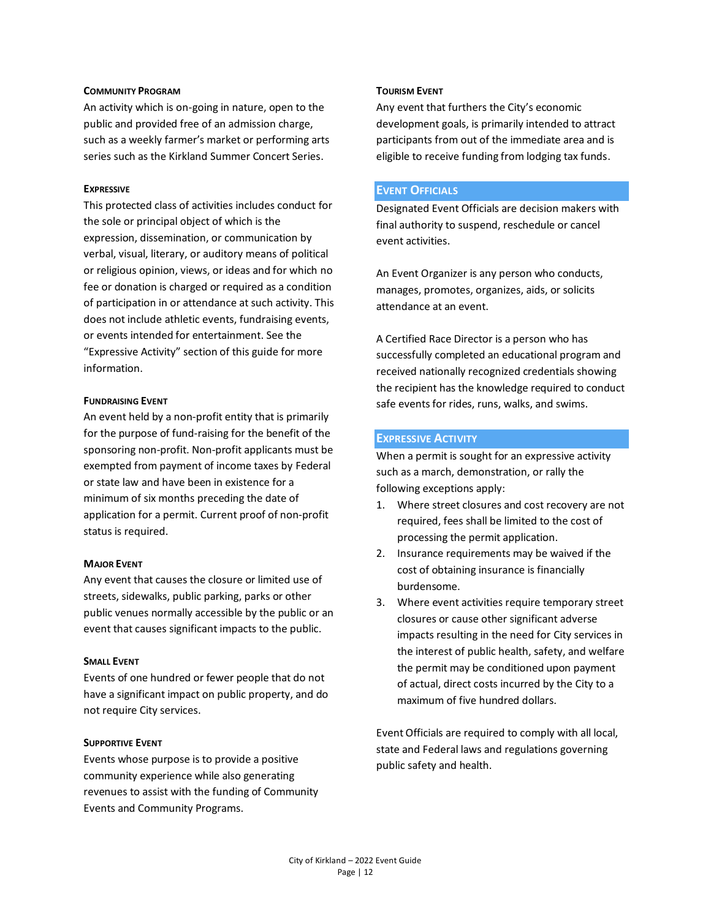#### Community Program

An activity which is on-going in nature, open to the public and provided free of an admission charge, such as a weekly farmer's market or performing arts series such as the Kirkland Summer Concert Series.

#### Expressive

This protected class of activities includes conduct for the sole or principal object of which is the expression, dissemination, or communication by verbal, visual, literary, or auditory means of political or religious opinion, views, or ideas and for which no fee or donation is charged or required as a condition of participation in or attendance at such activity. This does not include athletic events, fundraising events, or events intended for entertainment. See the "Expressive Activity" section of this guide for more information.

#### Fundraising Event

An event held by a non-profit entity that is primarily for the purpose of fund-raising for the benefit of the sponsoring non-profit. Non-profit applicants must be exempted from payment of income taxes by Federal or state law and have been in existence for a minimum of six months preceding the date of application for a permit. Current proof of non-profit status is required.

#### Major Event

Any event that causes the closure or limited use of streets, sidewalks, public parking, parks or other public venues normally accessible by the public or an event that causes significant impacts to the public.

#### Small Event

Events of one hundred or fewer people that do not have a significant impact on public property, and do not require City services.

#### Supportive Event

Events whose purpose is to provide a positive community experience while also generating revenues to assist with the funding of Community Events and Community Programs.

#### Tourism Event

Any event that furthers the City's economic development goals, is primarily intended to attract participants from out of the immediate area and is eligible to receive funding from lodging tax funds.

## Event Officials

Designated Event Officials are decision makers with final authority to suspend, reschedule or cancel event activities.

An Event Organizer is any person who conducts, manages, promotes, organizes, aids, or solicits attendance at an event.

A Certified Race Director is a person who has successfully completed an educational program and received nationally recognized credentials showing the recipient has the knowledge required to conduct safe events for rides, runs, walks, and swims.

## Expressive Activity

When a permit is sought for an expressive activity such as a march, demonstration, or rally the following exceptions apply:

1. Where street closures and cost recovery are not required, fees shall be limited to the cost of processing the permit application.
2. Insurance requirements may be waived if the cost of obtaining insurance is financially burdensome.
3. Where event activities require temporary street closures or cause other significant adverse impacts resulting in the need for City services in the interest of public health, safety, and welfare the permit may be conditioned upon payment of actual, direct costs incurred by the City to a maximum of five hundred dollars.

Event Officials are required to comply with all local, state and Federal laws and regulations governing public safety and health.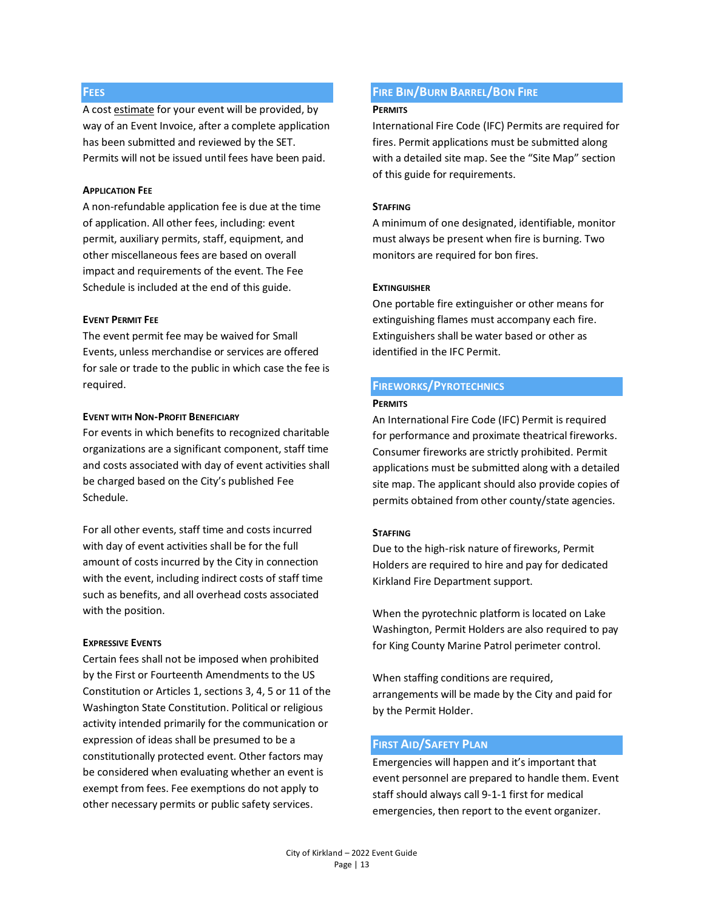## Fees

A cost <u>estimate</u> for your event will be provided, by way of an Event Invoice, after a complete application has been submitted and reviewed by the SET. Permits will not be issued until fees have been paid.

### Application Fee

A non-refundable application fee is due at the time of application. All other fees, including: event permit, auxiliary permits, staff, equipment, and other miscellaneous fees are based on overall impact and requirements of the event. The Fee Schedule is included at the end of this guide.

### Event Permit Fee

The event permit fee may be waived for Small Events, unless merchandise or services are offered for sale or trade to the public in which case the fee is required.

### Event with Non-Profit Beneficiary

For events in which benefits to recognized charitable organizations are a significant component, staff time and costs associated with day of event activities shall be charged based on the City's published Fee Schedule.

For all other events, staff time and costs incurred with day of event activities shall be for the full amount of costs incurred by the City in connection with the event, including indirect costs of staff time such as benefits, and all overhead costs associated with the position.

### Expressive Events

Certain fees shall not be imposed when prohibited by the First or Fourteenth Amendments to the US Constitution or Articles 1, sections 3, 4, 5 or 11 of the Washington State Constitution. Political or religious activity intended primarily for the communication or expression of ideas shall be presumed to be a constitutionally protected event. Other factors may be considered when evaluating whether an event is exempt from fees. Fee exemptions do not apply to other necessary permits or public safety services.

## Fire Bin/Burn Barrel/Bon Fire

### Permits

International Fire Code (IFC) Permits are required for fires. Permit applications must be submitted along with a detailed site map. See the "Site Map" section of this guide for requirements.

### Staffing

A minimum of one designated, identifiable, monitor must always be present when fire is burning. Two monitors are required for bon fires.

### Extinguisher

One portable fire extinguisher or other means for extinguishing flames must accompany each fire. Extinguishers shall be water based or other as identified in the IFC Permit.

## Fireworks/Pyrotechnics

### Permits

An International Fire Code (IFC) Permit is required for performance and proximate theatrical fireworks. Consumer fireworks are strictly prohibited. Permit applications must be submitted along with a detailed site map. The applicant should also provide copies of permits obtained from other county/state agencies.

### Staffing

Due to the high-risk nature of fireworks, Permit Holders are required to hire and pay for dedicated Kirkland Fire Department support.

When the pyrotechnic platform is located on Lake Washington, Permit Holders are also required to pay for King County Marine Patrol perimeter control.

When staffing conditions are required, arrangements will be made by the City and paid for by the Permit Holder.

## First Aid/Safety Plan

Emergencies will happen and it's important that event personnel are prepared to handle them. Event staff should always call 9-1-1 first for medical emergencies, then report to the event organizer.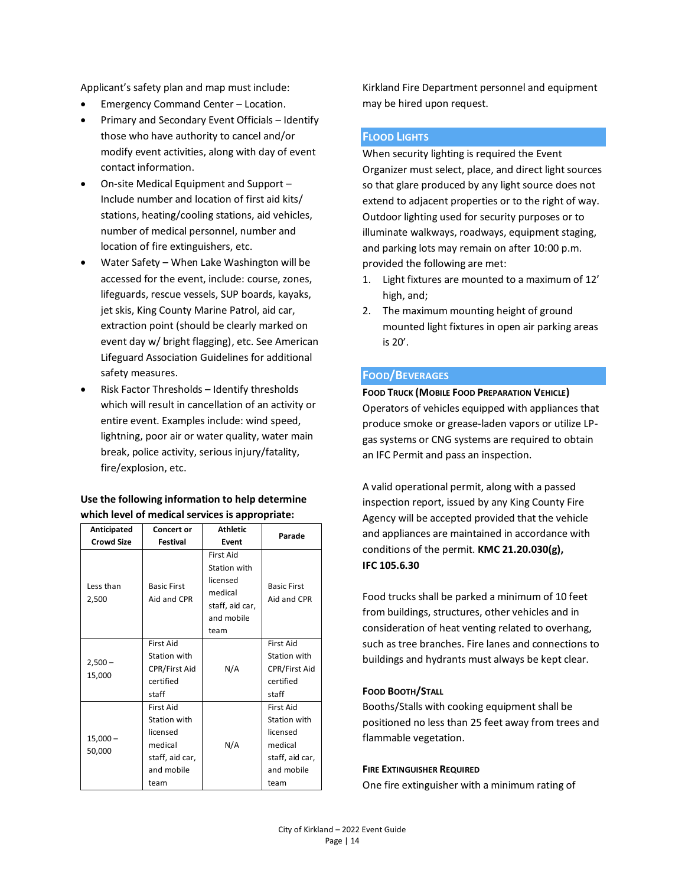Applicant's safety plan and map must include:

- Emergency Command Center – Location.
- Primary and Secondary Event Officials – Identify those who have authority to cancel and/or modify event activities, along with day of event contact information.
- On-site Medical Equipment and Support – Include number and location of first aid kits/ stations, heating/cooling stations, aid vehicles, number of medical personnel, number and location of fire extinguishers, etc.
- Water Safety – When Lake Washington will be accessed for the event, include: course, zones, lifeguards, rescue vessels, SUP boards, kayaks, jet skis, King County Marine Patrol, aid car, extraction point (should be clearly marked on event day w/ bright flagging), etc. See American Lifeguard Association Guidelines for additional safety measures.
- Risk Factor Thresholds – Identify thresholds which will result in cancellation of an activity or entire event. Examples include: wind speed, lightning, poor air or water quality, water main break, police activity, serious injury/fatality, fire/explosion, etc.

**Use the following information to help determine which level of medical services is appropriate:**

| Anticipated Crowd Size | Concert or Festival | Athletic Event | Parade |
|---|---|---|---|
| Less than 2,500 | Basic First Aid and CPR | First Aid Station with licensed medical staff, aid car, and mobile team | Basic First Aid and CPR |
| 2,500 – 15,000 | First Aid Station with CPR/First Aid certified staff | N/A | First Aid Station with CPR/First Aid certified staff |
| 15,000 – 50,000 | First Aid Station with licensed medical staff, aid car, and mobile team | N/A | First Aid Station with licensed medical staff, aid car, and mobile team |

Kirkland Fire Department personnel and equipment may be hired upon request.

## Flood Lights

When security lighting is required the Event Organizer must select, place, and direct light sources so that glare produced by any light source does not extend to adjacent properties or to the right of way. Outdoor lighting used for security purposes or to illuminate walkways, roadways, equipment staging, and parking lots may remain on after 10:00 p.m. provided the following are met:

1. Light fixtures are mounted to a maximum of 12' high, and;
2. The maximum mounting height of ground mounted light fixtures in open air parking areas is 20'.

## Food/Beverages

### Food Truck (Mobile Food Preparation Vehicle)

Operators of vehicles equipped with appliances that produce smoke or grease-laden vapors or utilize LP-gas systems or CNG systems are required to obtain an IFC Permit and pass an inspection.

A valid operational permit, along with a passed inspection report, issued by any King County Fire Agency will be accepted provided that the vehicle and appliances are maintained in accordance with conditions of the permit. **KMC 21.20.030(g), IFC 105.6.30**

Food trucks shall be parked a minimum of 10 feet from buildings, structures, other vehicles and in consideration of heat venting related to overhang, such as tree branches. Fire lanes and connections to buildings and hydrants must always be kept clear.

### Food Booth/Stall

Booths/Stalls with cooking equipment shall be positioned no less than 25 feet away from trees and flammable vegetation.

### Fire Extinguisher Required

One fire extinguisher with a minimum rating of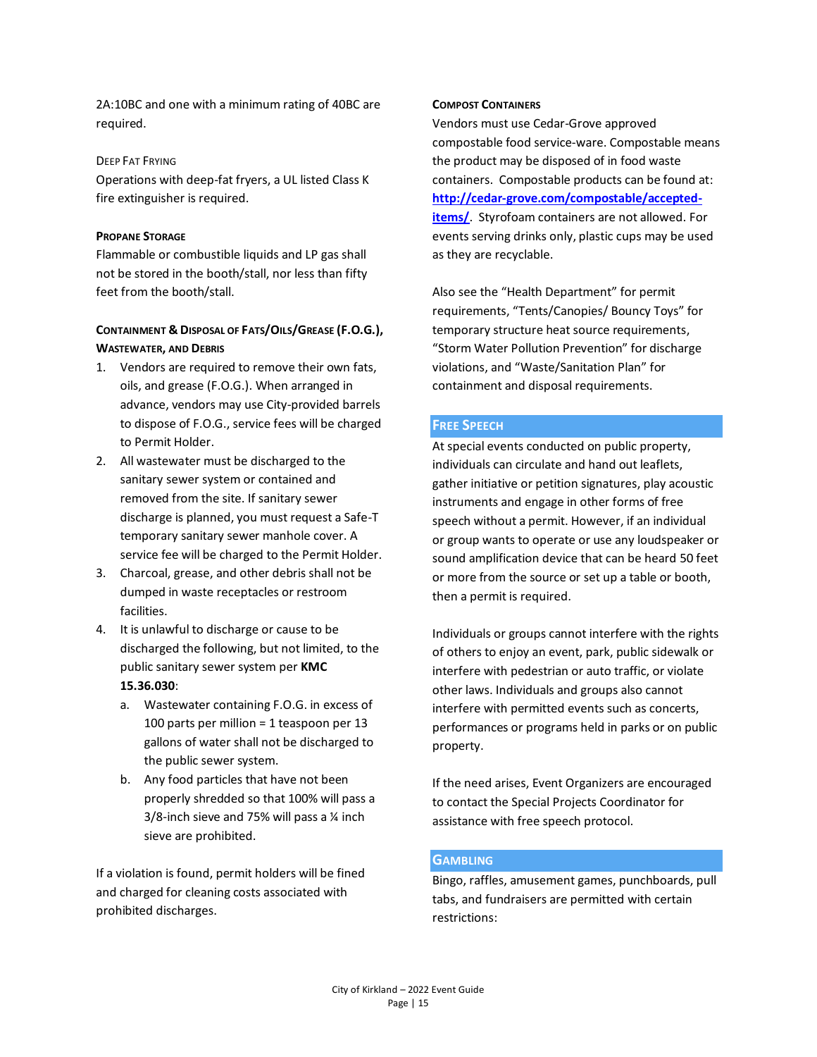2A:10BC and one with a minimum rating of 40BC are required.

#### Deep Fat Frying

Operations with deep-fat fryers, a UL listed Class K fire extinguisher is required.

#### Propane Storage

Flammable or combustible liquids and LP gas shall not be stored in the booth/stall, nor less than fifty feet from the booth/stall.

#### Containment & Disposal of Fats/Oils/Grease (F.O.G.), Wastewater, and Debris

1. Vendors are required to remove their own fats, oils, and grease (F.O.G.). When arranged in advance, vendors may use City-provided barrels to dispose of F.O.G., service fees will be charged to Permit Holder.
2. All wastewater must be discharged to the sanitary sewer system or contained and removed from the site. If sanitary sewer discharge is planned, you must request a Safe-T temporary sanitary sewer manhole cover. A service fee will be charged to the Permit Holder.
3. Charcoal, grease, and other debris shall not be dumped in waste receptacles or restroom facilities.
4. It is unlawful to discharge or cause to be discharged the following, but not limited, to the public sanitary sewer system per **KMC 15.36.030**:
   a. Wastewater containing F.O.G. in excess of 100 parts per million = 1 teaspoon per 13 gallons of water shall not be discharged to the public sewer system.
   b. Any food particles that have not been properly shredded so that 100% will pass a 3/8-inch sieve and 75% will pass a ¼ inch sieve are prohibited.

If a violation is found, permit holders will be fined and charged for cleaning costs associated with prohibited discharges.

#### Compost Containers

Vendors must use Cedar-Grove approved compostable food service-ware. Compostable means the product may be disposed of in food waste containers. Compostable products can be found at: [http://cedar-grove.com/compostable/accepted-items/](http://cedar-grove.com/compostable/accepted-items/). Styrofoam containers are not allowed. For events serving drinks only, plastic cups may be used as they are recyclable.

Also see the "Health Department" for permit requirements, "Tents/Canopies/ Bouncy Toys" for temporary structure heat source requirements, "Storm Water Pollution Prevention" for discharge violations, and "Waste/Sanitation Plan" for containment and disposal requirements.

## Free Speech

At special events conducted on public property, individuals can circulate and hand out leaflets, gather initiative or petition signatures, play acoustic instruments and engage in other forms of free speech without a permit. However, if an individual or group wants to operate or use any loudspeaker or sound amplification device that can be heard 50 feet or more from the source or set up a table or booth, then a permit is required.

Individuals or groups cannot interfere with the rights of others to enjoy an event, park, public sidewalk or interfere with pedestrian or auto traffic, or violate other laws. Individuals and groups also cannot interfere with permitted events such as concerts, performances or programs held in parks or on public property.

If the need arises, Event Organizers are encouraged to contact the Special Projects Coordinator for assistance with free speech protocol.

## Gambling

Bingo, raffles, amusement games, punchboards, pull tabs, and fundraisers are permitted with certain restrictions: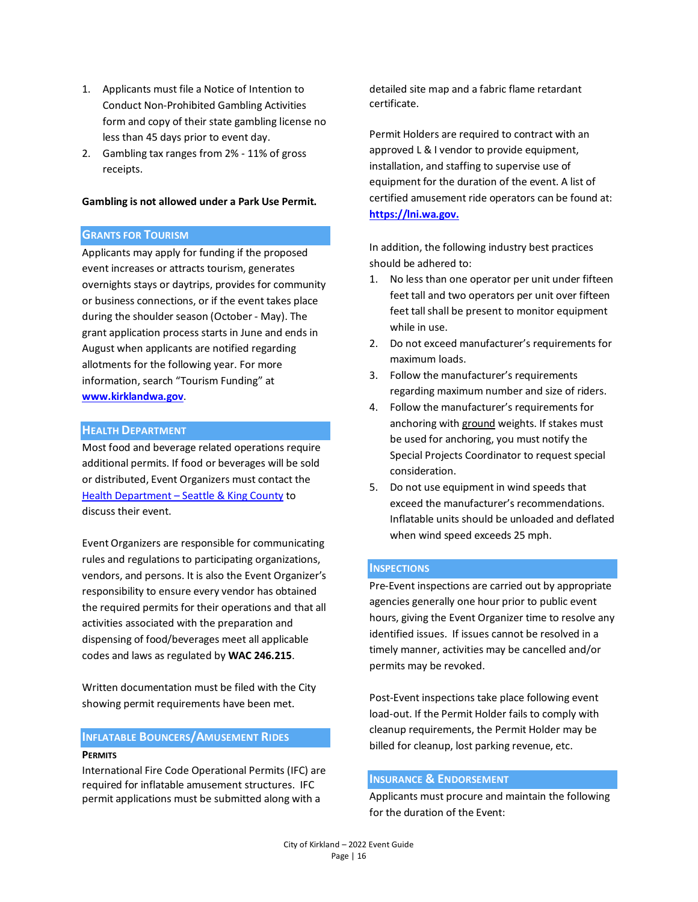1. Applicants must file a Notice of Intention to Conduct Non-Prohibited Gambling Activities form and copy of their state gambling license no less than 45 days prior to event day.
2. Gambling tax ranges from 2% - 11% of gross receipts.

**Gambling is not allowed under a Park Use Permit.**

## Grants for Tourism

Applicants may apply for funding if the proposed event increases or attracts tourism, generates overnights stays or daytrips, provides for community or business connections, or if the event takes place during the shoulder season (October - May). The grant application process starts in June and ends in August when applicants are notified regarding allotments for the following year. For more information, search "Tourism Funding" at **www.kirklandwa.gov**.

## Health Department

Most food and beverage related operations require additional permits. If food or beverages will be sold or distributed, Event Organizers must contact the Health Department – Seattle & King County to discuss their event.

Event Organizers are responsible for communicating rules and regulations to participating organizations, vendors, and persons. It is also the Event Organizer's responsibility to ensure every vendor has obtained the required permits for their operations and that all activities associated with the preparation and dispensing of food/beverages meet all applicable codes and laws as regulated by **WAC 246.215**.

Written documentation must be filed with the City showing permit requirements have been met.

## Inflatable Bouncers/Amusement Rides

### Permits

International Fire Code Operational Permits (IFC) are required for inflatable amusement structures. IFC permit applications must be submitted along with a detailed site map and a fabric flame retardant certificate.

Permit Holders are required to contract with an approved L & I vendor to provide equipment, installation, and staffing to supervise use of equipment for the duration of the event. A list of certified amusement ride operators can be found at: **https://lni.wa.gov.**

In addition, the following industry best practices should be adhered to:

1. No less than one operator per unit under fifteen feet tall and two operators per unit over fifteen feet tall shall be present to monitor equipment while in use.
2. Do not exceed manufacturer's requirements for maximum loads.
3. Follow the manufacturer's requirements regarding maximum number and size of riders.
4. Follow the manufacturer's requirements for anchoring with ground weights. If stakes must be used for anchoring, you must notify the Special Projects Coordinator to request special consideration.
5. Do not use equipment in wind speeds that exceed the manufacturer's recommendations. Inflatable units should be unloaded and deflated when wind speed exceeds 25 mph.

## Inspections

Pre-Event inspections are carried out by appropriate agencies generally one hour prior to public event hours, giving the Event Organizer time to resolve any identified issues. If issues cannot be resolved in a timely manner, activities may be cancelled and/or permits may be revoked.

Post-Event inspections take place following event load-out. If the Permit Holder fails to comply with cleanup requirements, the Permit Holder may be billed for cleanup, lost parking revenue, etc.

## Insurance & Endorsement

Applicants must procure and maintain the following for the duration of the Event: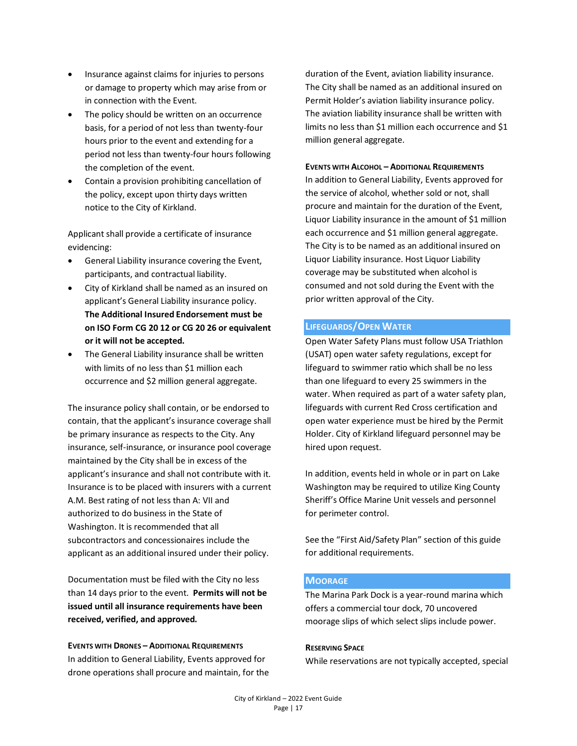- Insurance against claims for injuries to persons or damage to property which may arise from or in connection with the Event.
- The policy should be written on an occurrence basis, for a period of not less than twenty-four hours prior to the event and extending for a period not less than twenty-four hours following the completion of the event.
- Contain a provision prohibiting cancellation of the policy, except upon thirty days written notice to the City of Kirkland.

Applicant shall provide a certificate of insurance evidencing:

- General Liability insurance covering the Event, participants, and contractual liability.
- City of Kirkland shall be named as an insured on applicant's General Liability insurance policy. **The Additional Insured Endorsement must be on ISO Form CG 20 12 or CG 20 26 or equivalent or it will not be accepted.**
- The General Liability insurance shall be written with limits of no less than $1 million each occurrence and $2 million general aggregate.

The insurance policy shall contain, or be endorsed to contain, that the applicant's insurance coverage shall be primary insurance as respects to the City. Any insurance, self-insurance, or insurance pool coverage maintained by the City shall be in excess of the applicant's insurance and shall not contribute with it. Insurance is to be placed with insurers with a current A.M. Best rating of not less than A: VII and authorized to do business in the State of Washington. It is recommended that all subcontractors and concessionaires include the applicant as an additional insured under their policy.

Documentation must be filed with the City no less than 14 days prior to the event. **Permits will not be issued until all insurance requirements have been received, verified, and approved.**

#### Events with Drones – Additional Requirements

In addition to General Liability, Events approved for drone operations shall procure and maintain, for the duration of the Event, aviation liability insurance. The City shall be named as an additional insured on Permit Holder's aviation liability insurance policy. The aviation liability insurance shall be written with limits no less than $1 million each occurrence and $1 million general aggregate.

#### Events with Alcohol – Additional Requirements

In addition to General Liability, Events approved for the service of alcohol, whether sold or not, shall procure and maintain for the duration of the Event, Liquor Liability insurance in the amount of $1 million each occurrence and $1 million general aggregate. The City is to be named as an additional insured on Liquor Liability insurance. Host Liquor Liability coverage may be substituted when alcohol is consumed and not sold during the Event with the prior written approval of the City.

### Lifeguards/Open Water

Open Water Safety Plans must follow USA Triathlon (USAT) open water safety regulations, except for lifeguard to swimmer ratio which shall be no less than one lifeguard to every 25 swimmers in the water. When required as part of a water safety plan, lifeguards with current Red Cross certification and open water experience must be hired by the Permit Holder. City of Kirkland lifeguard personnel may be hired upon request.

In addition, events held in whole or in part on Lake Washington may be required to utilize King County Sheriff's Office Marine Unit vessels and personnel for perimeter control.

See the "First Aid/Safety Plan" section of this guide for additional requirements.

### Moorage

The Marina Park Dock is a year-round marina which offers a commercial tour dock, 70 uncovered moorage slips of which select slips include power.

#### Reserving Space

While reservations are not typically accepted, special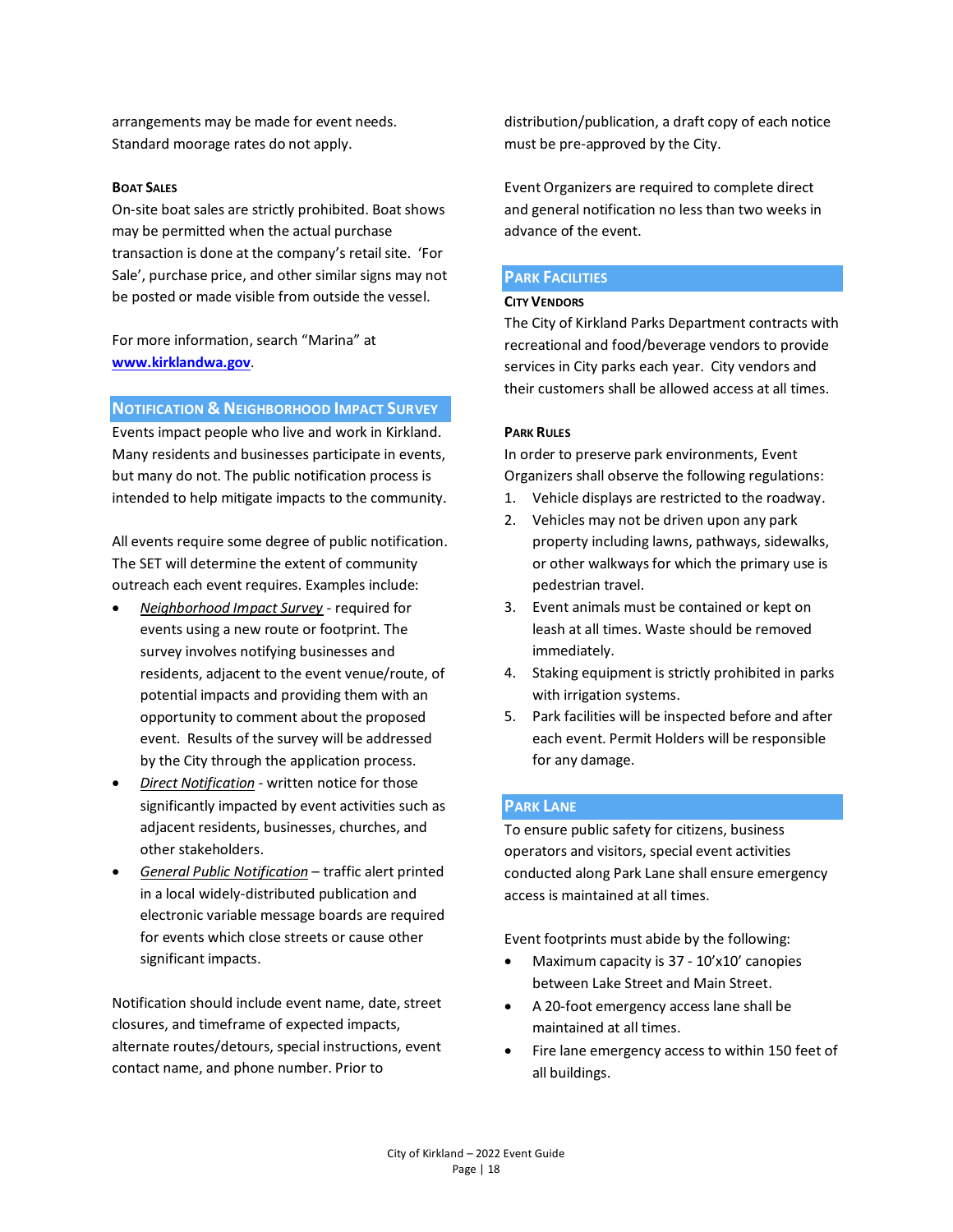arrangements may be made for event needs. Standard moorage rates do not apply.

#### Boat Sales

On-site boat sales are strictly prohibited. Boat shows may be permitted when the actual purchase transaction is done at the company's retail site. 'For Sale', purchase price, and other similar signs may not be posted or made visible from outside the vessel.

For more information, search "Marina" at **www.kirklandwa.gov**.

### Notification & Neighborhood Impact Survey

Events impact people who live and work in Kirkland. Many residents and businesses participate in events, but many do not. The public notification process is intended to help mitigate impacts to the community.

All events require some degree of public notification. The SET will determine the extent of community outreach each event requires. Examples include:

- *Neighborhood Impact Survey* - required for events using a new route or footprint. The survey involves notifying businesses and residents, adjacent to the event venue/route, of potential impacts and providing them with an opportunity to comment about the proposed event. Results of the survey will be addressed by the City through the application process.
- *Direct Notification* - written notice for those significantly impacted by event activities such as adjacent residents, businesses, churches, and other stakeholders.
- *General Public Notification* – traffic alert printed in a local widely-distributed publication and electronic variable message boards are required for events which close streets or cause other significant impacts.

Notification should include event name, date, street closures, and timeframe of expected impacts, alternate routes/detours, special instructions, event contact name, and phone number. Prior to distribution/publication, a draft copy of each notice must be pre-approved by the City.

Event Organizers are required to complete direct and general notification no less than two weeks in advance of the event.

### Park Facilities

#### City Vendors

The City of Kirkland Parks Department contracts with recreational and food/beverage vendors to provide services in City parks each year. City vendors and their customers shall be allowed access at all times.

#### Park Rules

In order to preserve park environments, Event Organizers shall observe the following regulations:

1. Vehicle displays are restricted to the roadway.
2. Vehicles may not be driven upon any park property including lawns, pathways, sidewalks, or other walkways for which the primary use is pedestrian travel.
3. Event animals must be contained or kept on leash at all times. Waste should be removed immediately.
4. Staking equipment is strictly prohibited in parks with irrigation systems.
5. Park facilities will be inspected before and after each event. Permit Holders will be responsible for any damage.

### Park Lane

To ensure public safety for citizens, business operators and visitors, special event activities conducted along Park Lane shall ensure emergency access is maintained at all times.

Event footprints must abide by the following:

- Maximum capacity is 37 - 10'x10' canopies between Lake Street and Main Street.
- A 20-foot emergency access lane shall be maintained at all times.
- Fire lane emergency access to within 150 feet of all buildings.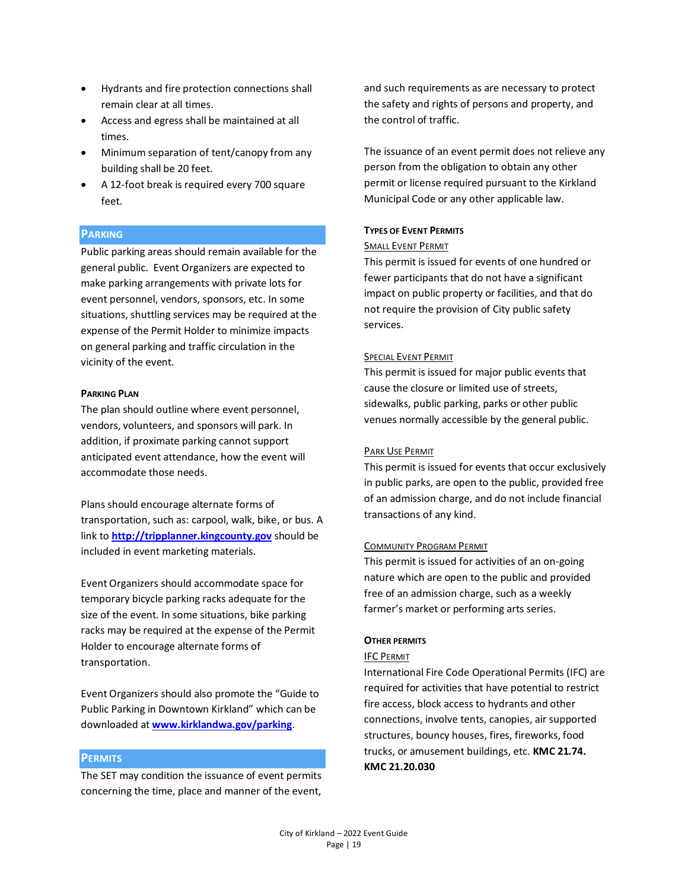- Hydrants and fire protection connections shall remain clear at all times.
- Access and egress shall be maintained at all times.
- Minimum separation of tent/canopy from any building shall be 20 feet.
- A 12-foot break is required every 700 square feet.

## Parking

Public parking areas should remain available for the general public. Event Organizers are expected to make parking arrangements with private lots for event personnel, vendors, sponsors, etc. In some situations, shuttling services may be required at the expense of the Permit Holder to minimize impacts on general parking and traffic circulation in the vicinity of the event.

### Parking Plan

The plan should outline where event personnel, vendors, volunteers, and sponsors will park. In addition, if proximate parking cannot support anticipated event attendance, how the event will accommodate those needs.

Plans should encourage alternate forms of transportation, such as: carpool, walk, bike, or bus. A link to **[http://tripplanner.kingcounty.gov](http://tripplanner.kingcounty.gov)** should be included in event marketing materials.

Event Organizers should accommodate space for temporary bicycle parking racks adequate for the size of the event. In some situations, bike parking racks may be required at the expense of the Permit Holder to encourage alternate forms of transportation.

Event Organizers should also promote the "Guide to Public Parking in Downtown Kirkland" which can be downloaded at **[www.kirklandwa.gov/parking](http://www.kirklandwa.gov/parking)**.

## Permits

The SET may condition the issuance of event permits concerning the time, place and manner of the event, and such requirements as are necessary to protect the safety and rights of persons and property, and the control of traffic.

The issuance of an event permit does not relieve any person from the obligation to obtain any other permit or license required pursuant to the Kirkland Municipal Code or any other applicable law.

### Types of Event Permits

#### Small Event Permit

This permit is issued for events of one hundred or fewer participants that do not have a significant impact on public property or facilities, and that do not require the provision of City public safety services.

#### Special Event Permit

This permit is issued for major public events that cause the closure or limited use of streets, sidewalks, public parking, parks or other public venues normally accessible by the general public.

#### Park Use Permit

This permit is issued for events that occur exclusively in public parks, are open to the public, provided free of an admission charge, and do not include financial transactions of any kind.

#### Community Program Permit

This permit is issued for activities of an on-going nature which are open to the public and provided free of an admission charge, such as a weekly farmer's market or performing arts series.

### Other permits

#### IFC Permit

International Fire Code Operational Permits (IFC) are required for activities that have potential to restrict fire access, block access to hydrants and other connections, involve tents, canopies, air supported structures, bouncy houses, fires, fireworks, food trucks, or amusement buildings, etc. **KMC 21.74. KMC 21.20.030**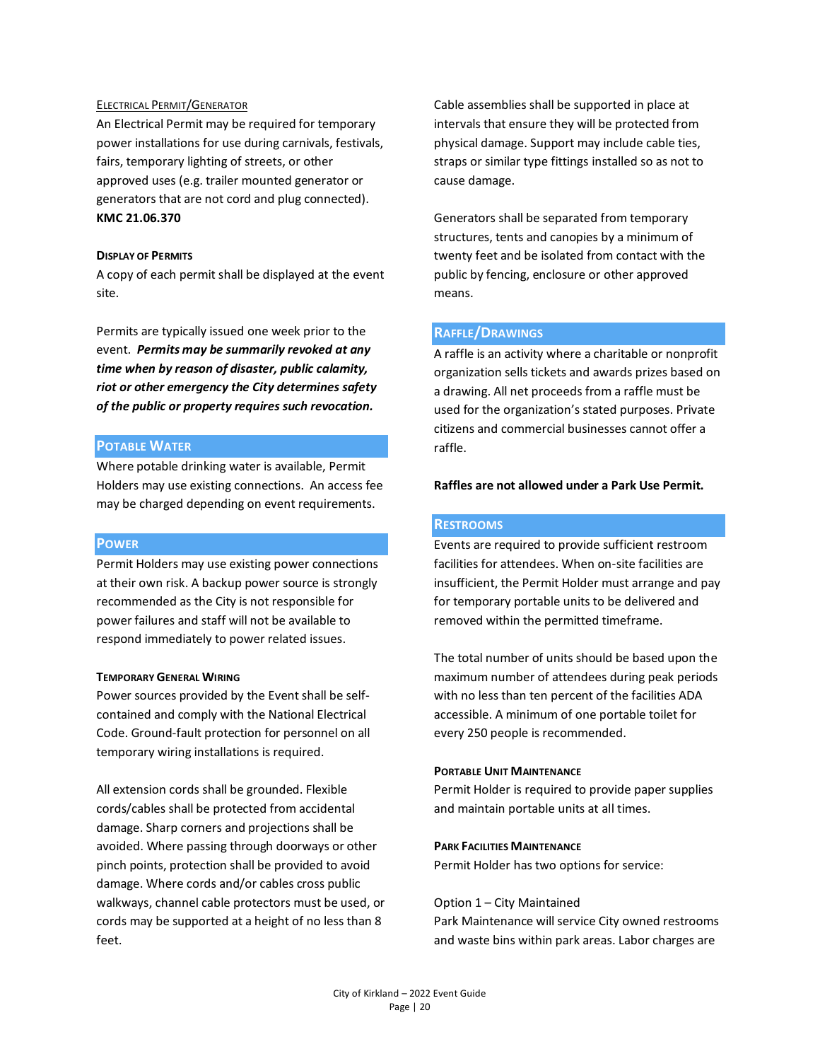#### Electrical Permit/Generator

An Electrical Permit may be required for temporary power installations for use during carnivals, festivals, fairs, temporary lighting of streets, or other approved uses (e.g. trailer mounted generator or generators that are not cord and plug connected). **KMC 21.06.370**

#### Display of Permits

A copy of each permit shall be displayed at the event site.

Permits are typically issued one week prior to the event. ***Permits may be summarily revoked at any time when by reason of disaster, public calamity, riot or other emergency the City determines safety of the public or property requires such revocation.***

## Potable Water

Where potable drinking water is available, Permit Holders may use existing connections. An access fee may be charged depending on event requirements.

## Power

Permit Holders may use existing power connections at their own risk. A backup power source is strongly recommended as the City is not responsible for power failures and staff will not be available to respond immediately to power related issues.

#### Temporary General Wiring

Power sources provided by the Event shall be self-contained and comply with the National Electrical Code. Ground-fault protection for personnel on all temporary wiring installations is required.

All extension cords shall be grounded. Flexible cords/cables shall be protected from accidental damage. Sharp corners and projections shall be avoided. Where passing through doorways or other pinch points, protection shall be provided to avoid damage. Where cords and/or cables cross public walkways, channel cable protectors must be used, or cords may be supported at a height of no less than 8 feet.

Cable assemblies shall be supported in place at intervals that ensure they will be protected from physical damage. Support may include cable ties, straps or similar type fittings installed so as not to cause damage.

Generators shall be separated from temporary structures, tents and canopies by a minimum of twenty feet and be isolated from contact with the public by fencing, enclosure or other approved means.

## Raffle/Drawings

A raffle is an activity where a charitable or nonprofit organization sells tickets and awards prizes based on a drawing. All net proceeds from a raffle must be used for the organization's stated purposes. Private citizens and commercial businesses cannot offer a raffle.

**Raffles are not allowed under a Park Use Permit.**

## Restrooms

Events are required to provide sufficient restroom facilities for attendees. When on-site facilities are insufficient, the Permit Holder must arrange and pay for temporary portable units to be delivered and removed within the permitted timeframe.

The total number of units should be based upon the maximum number of attendees during peak periods with no less than ten percent of the facilities ADA accessible. A minimum of one portable toilet for every 250 people is recommended.

#### Portable Unit Maintenance

Permit Holder is required to provide paper supplies and maintain portable units at all times.

#### Park Facilities Maintenance

Permit Holder has two options for service:

Option 1 – City Maintained
Park Maintenance will service City owned restrooms and waste bins within park areas. Labor charges are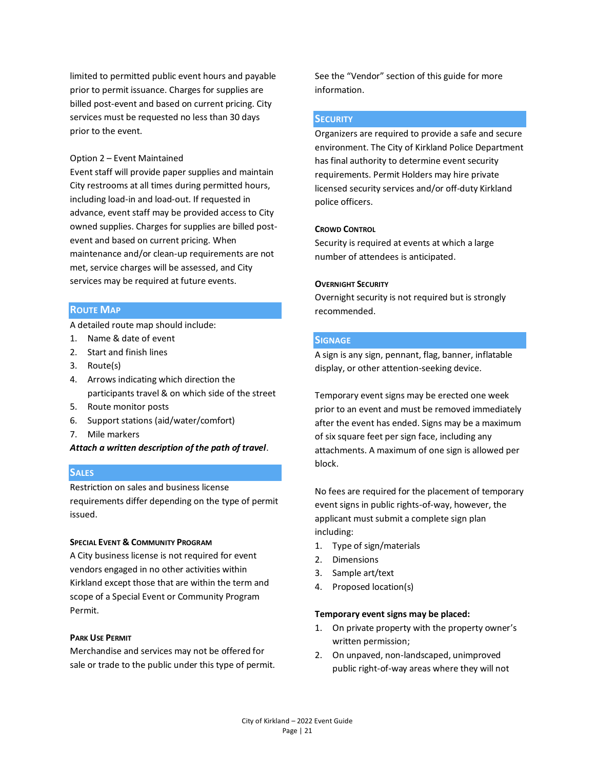limited to permitted public event hours and payable prior to permit issuance. Charges for supplies are billed post-event and based on current pricing. City services must be requested no less than 30 days prior to the event.

Option 2 – Event Maintained
Event staff will provide paper supplies and maintain City restrooms at all times during permitted hours, including load-in and load-out. If requested in advance, event staff may be provided access to City owned supplies. Charges for supplies are billed post-event and based on current pricing. When maintenance and/or clean-up requirements are not met, service charges will be assessed, and City services may be required at future events.

## Route Map

A detailed route map should include:

1. Name & date of event
2. Start and finish lines
3. Route(s)
4. Arrows indicating which direction the participants travel & on which side of the street
5. Route monitor posts
6. Support stations (aid/water/comfort)
7. Mile markers

***Attach a written description of the path of travel***.

## Sales

Restriction on sales and business license requirements differ depending on the type of permit issued.

### Special Event & Community Program

A City business license is not required for event vendors engaged in no other activities within Kirkland except those that are within the term and scope of a Special Event or Community Program Permit.

### Park Use Permit

Merchandise and services may not be offered for sale or trade to the public under this type of permit. See the "Vendor" section of this guide for more information.

## Security

Organizers are required to provide a safe and secure environment. The City of Kirkland Police Department has final authority to determine event security requirements. Permit Holders may hire private licensed security services and/or off-duty Kirkland police officers.

### Crowd Control

Security is required at events at which a large number of attendees is anticipated.

### Overnight Security

Overnight security is not required but is strongly recommended.

## Signage

A sign is any sign, pennant, flag, banner, inflatable display, or other attention-seeking device.

Temporary event signs may be erected one week prior to an event and must be removed immediately after the event has ended. Signs may be a maximum of six square feet per sign face, including any attachments. A maximum of one sign is allowed per block.

No fees are required for the placement of temporary event signs in public rights-of-way, however, the applicant must submit a complete sign plan including:

1. Type of sign/materials
2. Dimensions
3. Sample art/text
4. Proposed location(s)

**Temporary event signs may be placed:**

1. On private property with the property owner's written permission;
2. On unpaved, non-landscaped, unimproved public right-of-way areas where they will not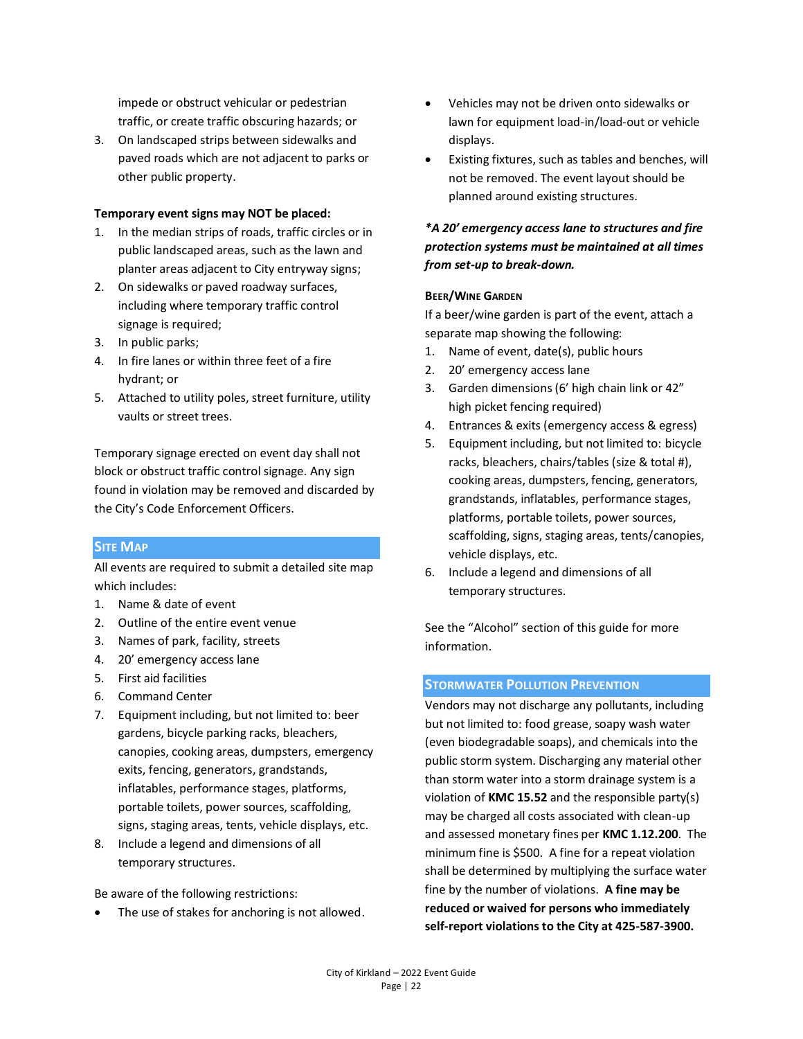impede or obstruct vehicular or pedestrian traffic, or create traffic obscuring hazards; or

3. On landscaped strips between sidewalks and paved roads which are not adjacent to parks or other public property.

**Temporary event signs may NOT be placed:**

1. In the median strips of roads, traffic circles or in public landscaped areas, such as the lawn and planter areas adjacent to City entryway signs;
2. On sidewalks or paved roadway surfaces, including where temporary traffic control signage is required;
3. In public parks;
4. In fire lanes or within three feet of a fire hydrant; or
5. Attached to utility poles, street furniture, utility vaults or street trees.

Temporary signage erected on event day shall not block or obstruct traffic control signage. Any sign found in violation may be removed and discarded by the City's Code Enforcement Officers.

## Site Map

All events are required to submit a detailed site map which includes:

1. Name & date of event
2. Outline of the entire event venue
3. Names of park, facility, streets
4. 20' emergency access lane
5. First aid facilities
6. Command Center
7. Equipment including, but not limited to: beer gardens, bicycle parking racks, bleachers, canopies, cooking areas, dumpsters, emergency exits, fencing, generators, grandstands, inflatables, performance stages, platforms, portable toilets, power sources, scaffolding, signs, staging areas, tents, vehicle displays, etc.
8. Include a legend and dimensions of all temporary structures.

Be aware of the following restrictions:

- The use of stakes for anchoring is not allowed.
- Vehicles may not be driven onto sidewalks or lawn for equipment load-in/load-out or vehicle displays.
- Existing fixtures, such as tables and benches, will not be removed. The event layout should be planned around existing structures.

***\*A 20' emergency access lane to structures and fire protection systems must be maintained at all times from set-up to break-down.***

### Beer/Wine Garden

If a beer/wine garden is part of the event, attach a separate map showing the following:

1. Name of event, date(s), public hours
2. 20' emergency access lane
3. Garden dimensions (6' high chain link or 42" high picket fencing required)
4. Entrances & exits (emergency access & egress)
5. Equipment including, but not limited to: bicycle racks, bleachers, chairs/tables (size & total #), cooking areas, dumpsters, fencing, generators, grandstands, inflatables, performance stages, platforms, portable toilets, power sources, scaffolding, signs, staging areas, tents/canopies, vehicle displays, etc.
6. Include a legend and dimensions of all temporary structures.

See the "Alcohol" section of this guide for more information.

## Stormwater Pollution Prevention

Vendors may not discharge any pollutants, including but not limited to: food grease, soapy wash water (even biodegradable soaps), and chemicals into the public storm system. Discharging any material other than storm water into a storm drainage system is a violation of **KMC 15.52** and the responsible party(s) may be charged all costs associated with clean-up and assessed monetary fines per **KMC 1.12.200**. The minimum fine is $500. A fine for a repeat violation shall be determined by multiplying the surface water fine by the number of violations. **A fine may be reduced or waived for persons who immediately self-report violations to the City at 425-587-3900.**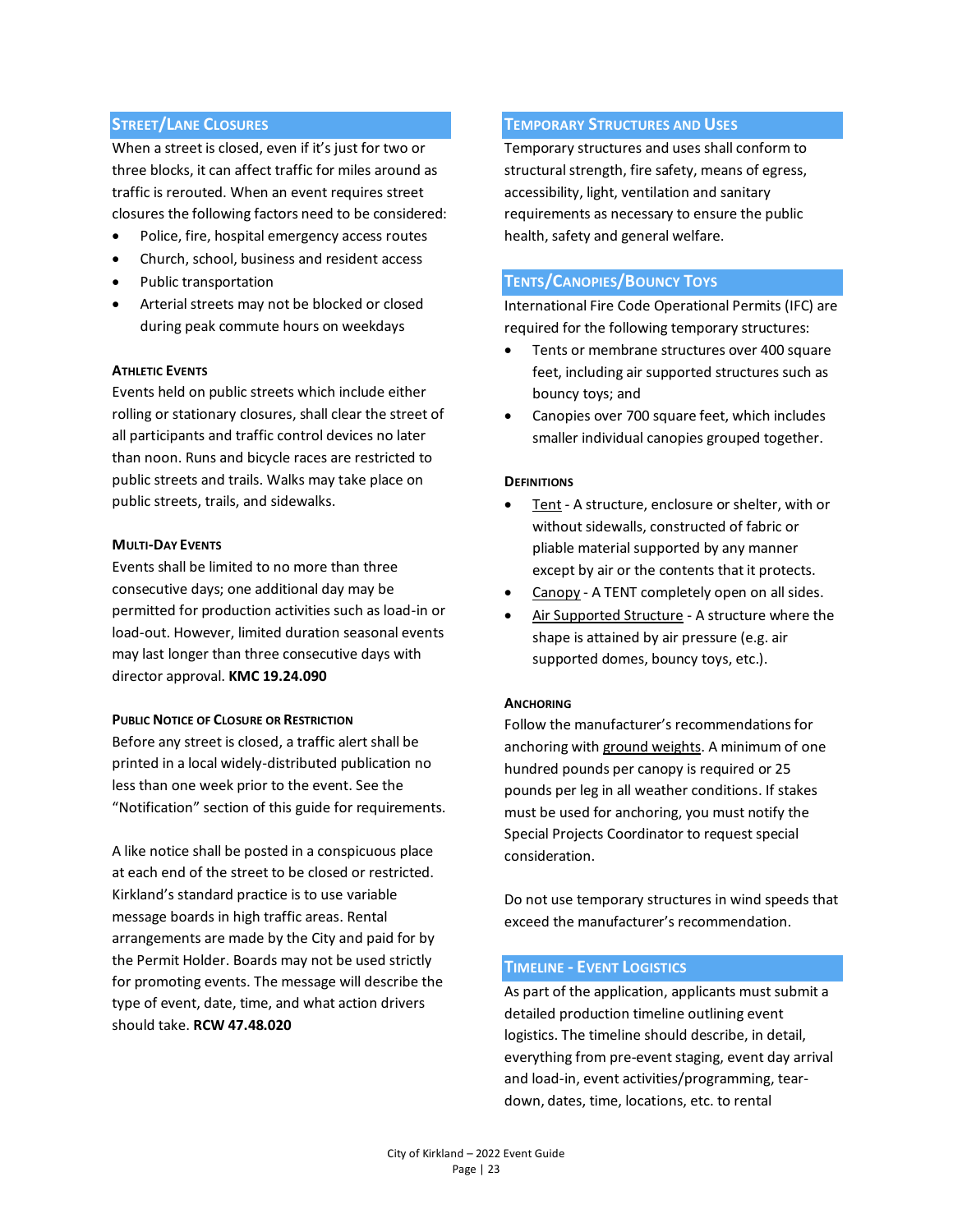## Street/Lane Closures

When a street is closed, even if it's just for two or three blocks, it can affect traffic for miles around as traffic is rerouted. When an event requires street closures the following factors need to be considered:

- Police, fire, hospital emergency access routes
- Church, school, business and resident access
- Public transportation
- Arterial streets may not be blocked or closed during peak commute hours on weekdays

### Athletic Events

Events held on public streets which include either rolling or stationary closures, shall clear the street of all participants and traffic control devices no later than noon. Runs and bicycle races are restricted to public streets and trails. Walks may take place on public streets, trails, and sidewalks.

### Multi-Day Events

Events shall be limited to no more than three consecutive days; one additional day may be permitted for production activities such as load-in or load-out. However, limited duration seasonal events may last longer than three consecutive days with director approval. **KMC 19.24.090**

### Public Notice of Closure or Restriction

Before any street is closed, a traffic alert shall be printed in a local widely-distributed publication no less than one week prior to the event. See the "Notification" section of this guide for requirements.

A like notice shall be posted in a conspicuous place at each end of the street to be closed or restricted. Kirkland's standard practice is to use variable message boards in high traffic areas. Rental arrangements are made by the City and paid for by the Permit Holder. Boards may not be used strictly for promoting events. The message will describe the type of event, date, time, and what action drivers should take. **RCW 47.48.020**

## Temporary Structures and Uses

Temporary structures and uses shall conform to structural strength, fire safety, means of egress, accessibility, light, ventilation and sanitary requirements as necessary to ensure the public health, safety and general welfare.

## Tents/Canopies/Bouncy Toys

International Fire Code Operational Permits (IFC) are required for the following temporary structures:

- Tents or membrane structures over 400 square feet, including air supported structures such as bouncy toys; and
- Canopies over 700 square feet, which includes smaller individual canopies grouped together.

### Definitions

- Tent - A structure, enclosure or shelter, with or without sidewalls, constructed of fabric or pliable material supported by any manner except by air or the contents that it protects.
- Canopy - A TENT completely open on all sides.
- Air Supported Structure - A structure where the shape is attained by air pressure (e.g. air supported domes, bouncy toys, etc.).

### Anchoring

Follow the manufacturer's recommendations for anchoring with ground weights. A minimum of one hundred pounds per canopy is required or 25 pounds per leg in all weather conditions. If stakes must be used for anchoring, you must notify the Special Projects Coordinator to request special consideration.

Do not use temporary structures in wind speeds that exceed the manufacturer's recommendation.

## Timeline - Event Logistics

As part of the application, applicants must submit a detailed production timeline outlining event logistics. The timeline should describe, in detail, everything from pre-event staging, event day arrival and load-in, event activities/programming, tear-down, dates, time, locations, etc. to rental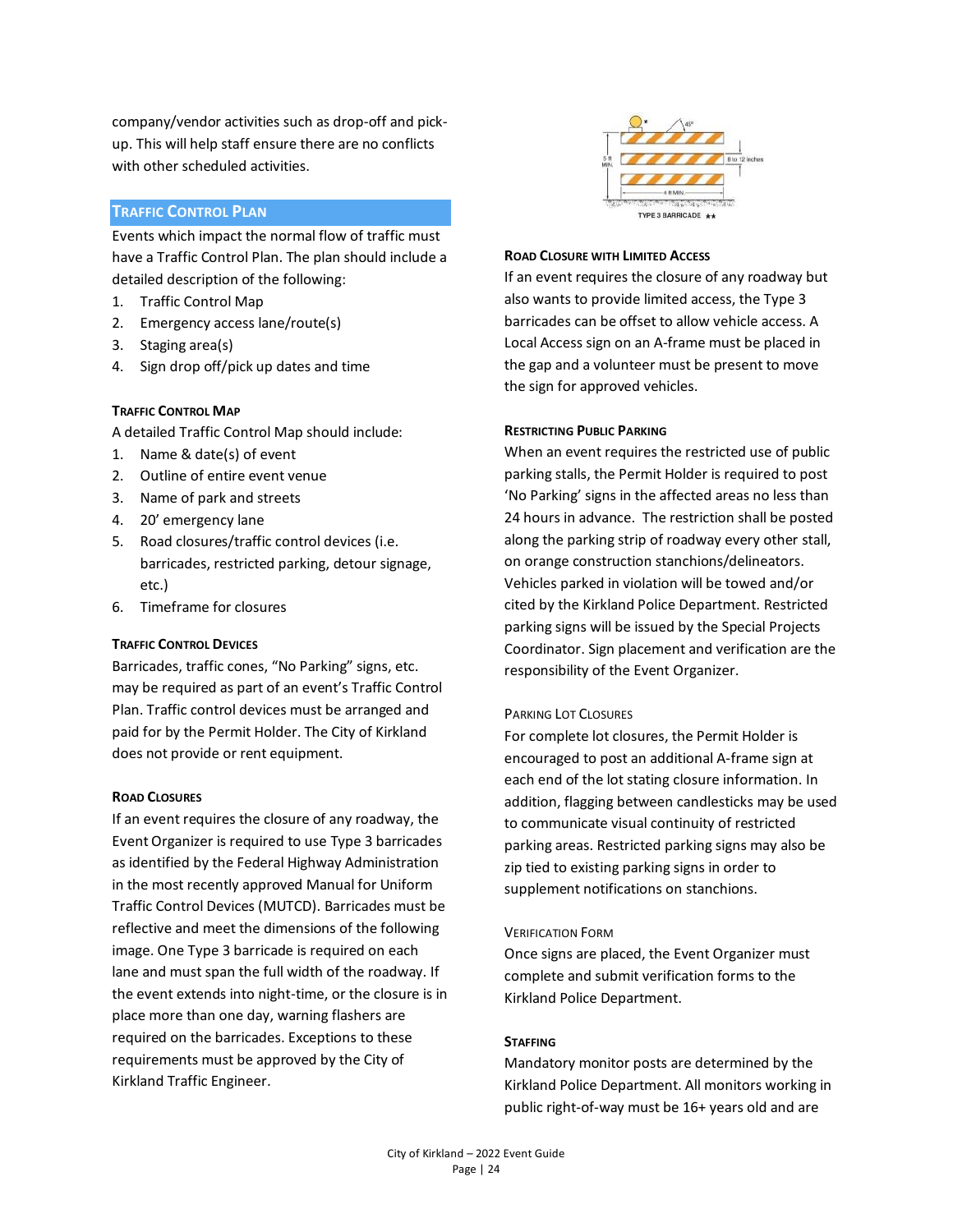company/vendor activities such as drop-off and pick-up. This will help staff ensure there are no conflicts with other scheduled activities.

## Traffic Control Plan

Events which impact the normal flow of traffic must have a Traffic Control Plan. The plan should include a detailed description of the following:

1. Traffic Control Map
2. Emergency access lane/route(s)
3. Staging area(s)
4. Sign drop off/pick up dates and time

### Traffic Control Map

A detailed Traffic Control Map should include:

1. Name & date(s) of event
2. Outline of entire event venue
3. Name of park and streets
4. 20' emergency lane
5. Road closures/traffic control devices (i.e. barricades, restricted parking, detour signage, etc.)
6. Timeframe for closures

### Traffic Control Devices

Barricades, traffic cones, "No Parking" signs, etc. may be required as part of an event's Traffic Control Plan. Traffic control devices must be arranged and paid for by the Permit Holder. The City of Kirkland does not provide or rent equipment.

### Road Closures

If an event requires the closure of any roadway, the Event Organizer is required to use Type 3 barricades as identified by the Federal Highway Administration in the most recently approved Manual for Uniform Traffic Control Devices (MUTCD). Barricades must be reflective and meet the dimensions of the following image. One Type 3 barricade is required on each lane and must span the full width of the roadway. If the event extends into night-time, or the closure is in place more than one day, warning flashers are required on the barricades. Exceptions to these requirements must be approved by the City of Kirkland Traffic Engineer.

TYPE 3 BARRICADE

### Road Closure with Limited Access

If an event requires the closure of any roadway but also wants to provide limited access, the Type 3 barricades can be offset to allow vehicle access. A Local Access sign on an A-frame must be placed in the gap and a volunteer must be present to move the sign for approved vehicles.

### Restricting Public Parking

When an event requires the restricted use of public parking stalls, the Permit Holder is required to post 'No Parking' signs in the affected areas no less than 24 hours in advance. The restriction shall be posted along the parking strip of roadway every other stall, on orange construction stanchions/delineators. Vehicles parked in violation will be towed and/or cited by the Kirkland Police Department. Restricted parking signs will be issued by the Special Projects Coordinator. Sign placement and verification are the responsibility of the Event Organizer.

#### Parking Lot Closures

For complete lot closures, the Permit Holder is encouraged to post an additional A-frame sign at each end of the lot stating closure information. In addition, flagging between candlesticks may be used to communicate visual continuity of restricted parking areas. Restricted parking signs may also be zip tied to existing parking signs in order to supplement notifications on stanchions.

#### Verification Form

Once signs are placed, the Event Organizer must complete and submit verification forms to the Kirkland Police Department.

### Staffing

Mandatory monitor posts are determined by the Kirkland Police Department. All monitors working in public right-of-way must be 16+ years old and are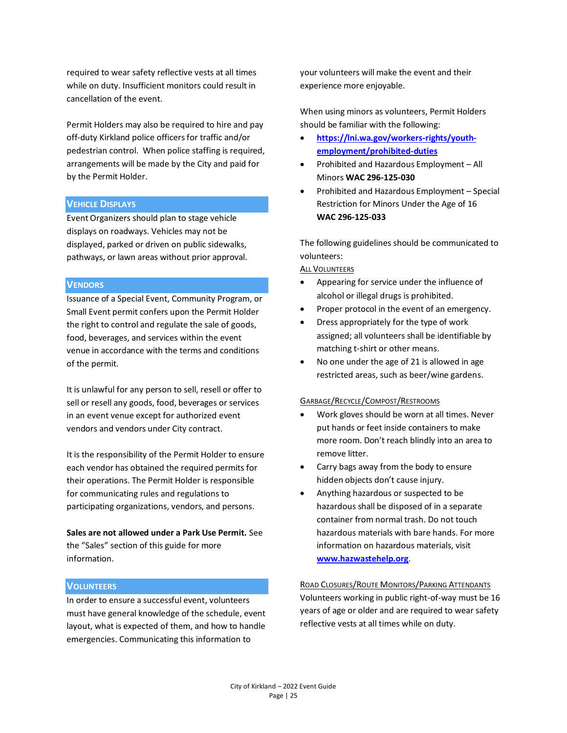required to wear safety reflective vests at all times while on duty. Insufficient monitors could result in cancellation of the event.

Permit Holders may also be required to hire and pay off-duty Kirkland police officers for traffic and/or pedestrian control. When police staffing is required, arrangements will be made by the City and paid for by the Permit Holder.

## Vehicle Displays

Event Organizers should plan to stage vehicle displays on roadways. Vehicles may not be displayed, parked or driven on public sidewalks, pathways, or lawn areas without prior approval.

## Vendors

Issuance of a Special Event, Community Program, or Small Event permit confers upon the Permit Holder the right to control and regulate the sale of goods, food, beverages, and services within the event venue in accordance with the terms and conditions of the permit.

It is unlawful for any person to sell, resell or offer to sell or resell any goods, food, beverages or services in an event venue except for authorized event vendors and vendors under City contract.

It is the responsibility of the Permit Holder to ensure each vendor has obtained the required permits for their operations. The Permit Holder is responsible for communicating rules and regulations to participating organizations, vendors, and persons.

**Sales are not allowed under a Park Use Permit.** See the "Sales" section of this guide for more information.

## Volunteers

In order to ensure a successful event, volunteers must have general knowledge of the schedule, event layout, what is expected of them, and how to handle emergencies. Communicating this information to your volunteers will make the event and their experience more enjoyable.

When using minors as volunteers, Permit Holders should be familiar with the following:

- **https://lni.wa.gov/workers-rights/youth-employment/prohibited-duties**
- Prohibited and Hazardous Employment – All Minors **WAC 296-125-030**
- Prohibited and Hazardous Employment – Special Restriction for Minors Under the Age of 16 **WAC 296-125-033**

The following guidelines should be communicated to volunteers:

ALL VOLUNTEERS

- Appearing for service under the influence of alcohol or illegal drugs is prohibited.
- Proper protocol in the event of an emergency.
- Dress appropriately for the type of work assigned; all volunteers shall be identifiable by matching t-shirt or other means.
- No one under the age of 21 is allowed in age restricted areas, such as beer/wine gardens.

GARBAGE/RECYCLE/COMPOST/RESTROOMS

- Work gloves should be worn at all times. Never put hands or feet inside containers to make more room. Don't reach blindly into an area to remove litter.
- Carry bags away from the body to ensure hidden objects don't cause injury.
- Anything hazardous or suspected to be hazardous shall be disposed of in a separate container from normal trash. Do not touch hazardous materials with bare hands. For more information on hazardous materials, visit **www.hazwastehelp.org**.

ROAD CLOSURES/ROUTE MONITORS/PARKING ATTENDANTS

Volunteers working in public right-of-way must be 16 years of age or older and are required to wear safety reflective vests at all times while on duty.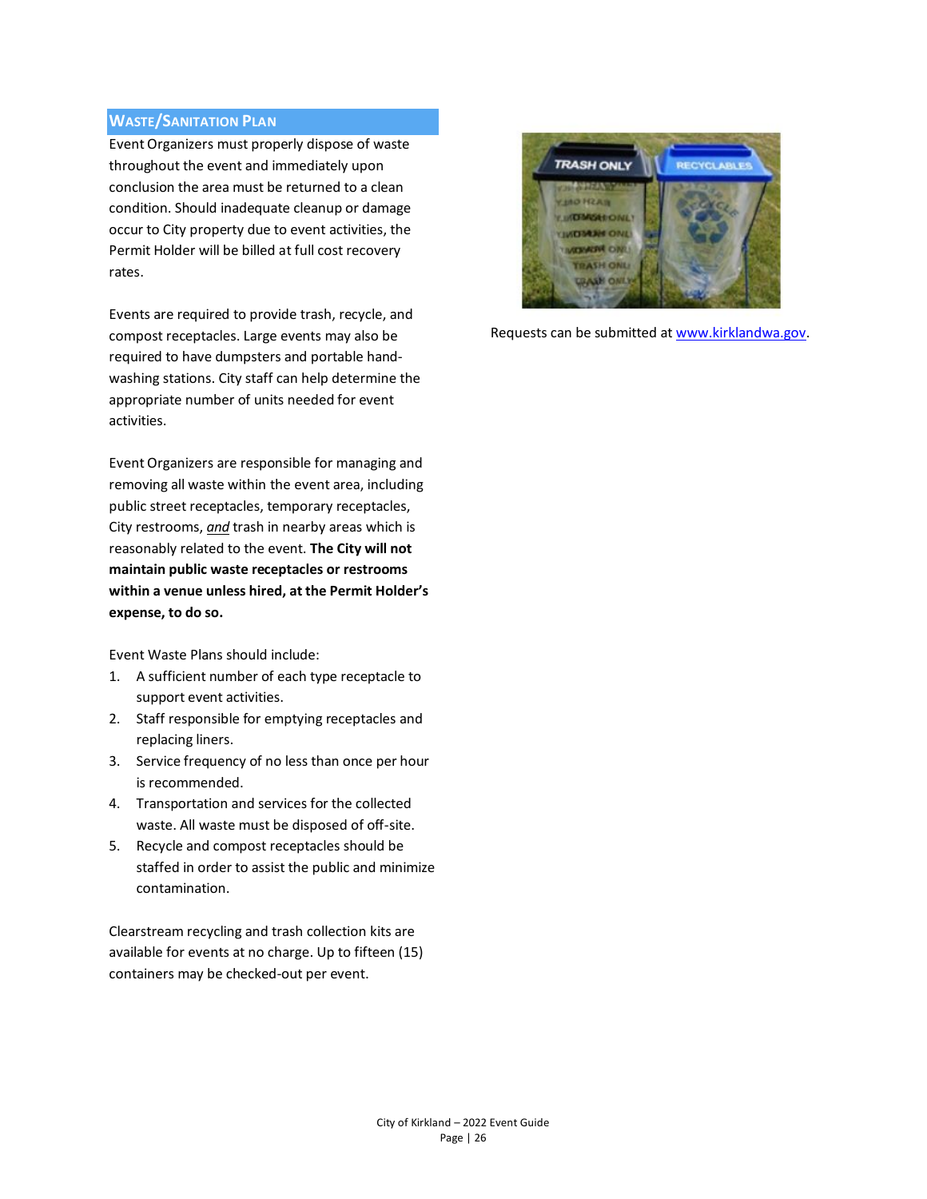## Waste/Sanitation Plan

Event Organizers must properly dispose of waste throughout the event and immediately upon conclusion the area must be returned to a clean condition. Should inadequate cleanup or damage occur to City property due to event activities, the Permit Holder will be billed at full cost recovery rates.

Events are required to provide trash, recycle, and compost receptacles. Large events may also be required to have dumpsters and portable hand-washing stations. City staff can help determine the appropriate number of units needed for event activities.

Event Organizers are responsible for managing and removing all waste within the event area, including public street receptacles, temporary receptacles, City restrooms, ***and*** trash in nearby areas which is reasonably related to the event. **The City will not maintain public waste receptacles or restrooms within a venue unless hired, at the Permit Holder's expense, to do so.**

Event Waste Plans should include:

1. A sufficient number of each type receptacle to support event activities.
2. Staff responsible for emptying receptacles and replacing liners.
3. Service frequency of no less than once per hour is recommended.
4. Transportation and services for the collected waste. All waste must be disposed of off-site.
5. Recycle and compost receptacles should be staffed in order to assist the public and minimize contamination.

Clearstream recycling and trash collection kits are available for events at no charge. Up to fifteen (15) containers may be checked-out per event.

Requests can be submitted at [www.kirklandwa.gov](http://www.kirklandwa.gov).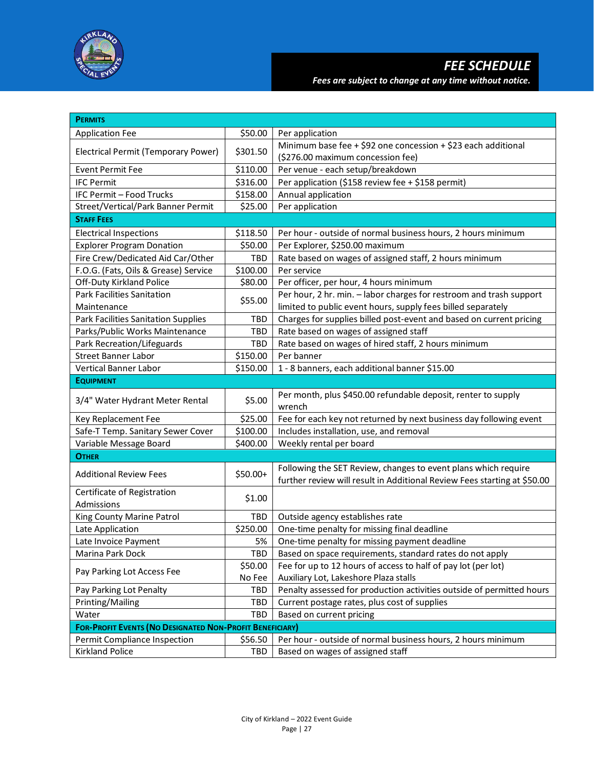# FEE SCHEDULE

***Fees are subject to change at any time without notice.***

| **PERMITS** | | |
|---|---|---|
| Application Fee | $50.00 | Per application |
| Electrical Permit (Temporary Power) | $301.50 | Minimum base fee + $92 one concession + $23 each additional ($276.00 maximum concession fee) |
| Event Permit Fee | $110.00 | Per venue - each setup/breakdown |
| IFC Permit | $316.00 | Per application ($158 review fee + $158 permit) |
| IFC Permit – Food Trucks | $158.00 | Annual application |
| Street/Vertical/Park Banner Permit | $25.00 | Per application |
| **STAFF FEES** | | |
| Electrical Inspections | $118.50 | Per hour - outside of normal business hours, 2 hours minimum |
| Explorer Program Donation | $50.00 | Per Explorer, $250.00 maximum |
| Fire Crew/Dedicated Aid Car/Other | TBD | Rate based on wages of assigned staff, 2 hours minimum |
| F.O.G. (Fats, Oils & Grease) Service | $100.00 | Per service |
| Off-Duty Kirkland Police | $80.00 | Per officer, per hour, 4 hours minimum |
| Park Facilities Sanitation Maintenance | $55.00 | Per hour, 2 hr. min. – labor charges for restroom and trash support limited to public event hours, supply fees billed separately |
| Park Facilities Sanitation Supplies | TBD | Charges for supplies billed post-event and based on current pricing |
| Parks/Public Works Maintenance | TBD | Rate based on wages of assigned staff |
| Park Recreation/Lifeguards | TBD | Rate based on wages of hired staff, 2 hours minimum |
| Street Banner Labor | $150.00 | Per banner |
| Vertical Banner Labor | $150.00 | 1 - 8 banners, each additional banner $15.00 |
| **EQUIPMENT** | | |
| 3/4" Water Hydrant Meter Rental | $5.00 | Per month, plus $450.00 refundable deposit, renter to supply wrench |
| Key Replacement Fee | $25.00 | Fee for each key not returned by next business day following event |
| Safe-T Temp. Sanitary Sewer Cover | $100.00 | Includes installation, use, and removal |
| Variable Message Board | $400.00 | Weekly rental per board |
| **OTHER** | | |
| Additional Review Fees | $50.00+ | Following the SET Review, changes to event plans which require further review will result in Additional Review Fees starting at $50.00 |
| Certificate of Registration Admissions | $1.00 | |
| King County Marine Patrol | TBD | Outside agency establishes rate |
| Late Application | $250.00 | One-time penalty for missing final deadline |
| Late Invoice Payment | 5% | One-time penalty for missing payment deadline |
| Marina Park Dock | TBD | Based on space requirements, standard rates do not apply |
| Pay Parking Lot Access Fee | $50.00<br>No Fee | Fee for up to 12 hours of access to half of pay lot (per lot)<br>Auxiliary Lot, Lakeshore Plaza stalls |
| Pay Parking Lot Penalty | TBD | Penalty assessed for production activities outside of permitted hours |
| Printing/Mailing | TBD | Current postage rates, plus cost of supplies |
| Water | TBD | Based on current pricing |
| **FOR-PROFIT EVENTS (NO DESIGNATED NON-PROFIT BENEFICIARY)** | | |
| Permit Compliance Inspection | $56.50 | Per hour - outside of normal business hours, 2 hours minimum |
| Kirkland Police | TBD | Based on wages of assigned staff |

City of Kirkland – 2022 Event Guide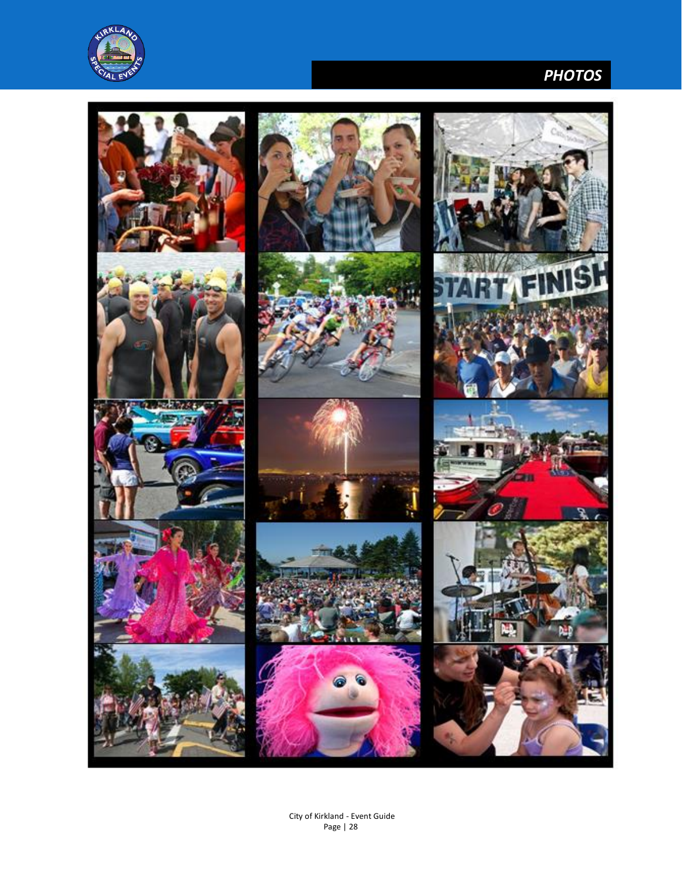# PHOTOS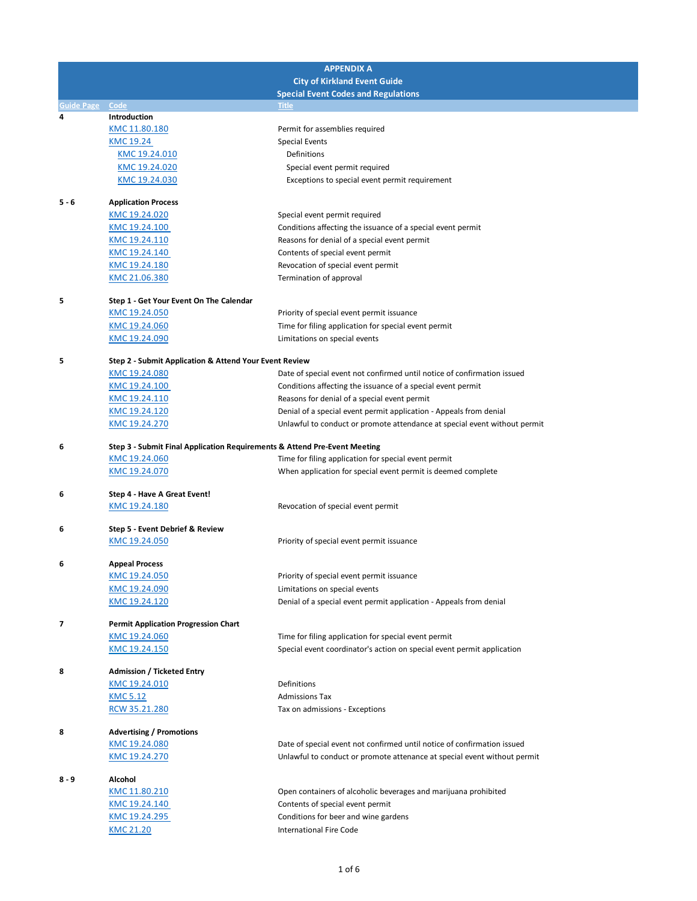| APPENDIX A<br>City of Kirkland Event Guide<br>Special Event Codes and Regulations | | |
|---|---|---|
| **Guide Page** | **Code** | **Title** |
| 4 | **Introduction** | |
| | KMC 11.80.180 | Permit for assemblies required |
| | KMC 19.24 | Special Events |
| | KMC 19.24.010 | Definitions |
| | KMC 19.24.020 | Special event permit required |
| | KMC 19.24.030 | Exceptions to special event permit requirement |
| 5 - 6 | **Application Process** | |
| | KMC 19.24.020 | Special event permit required |
| | KMC 19.24.100 | Conditions affecting the issuance of a special event permit |
| | KMC 19.24.110 | Reasons for denial of a special event permit |
| | KMC 19.24.140 | Contents of special event permit |
| | KMC 19.24.180 | Revocation of special event permit |
| | KMC 21.06.380 | Termination of approval |
| 5 | **Step 1 - Get Your Event On The Calendar** | |
| | KMC 19.24.050 | Priority of special event permit issuance |
| | KMC 19.24.060 | Time for filing application for special event permit |
| | KMC 19.24.090 | Limitations on special events |
| 5 | **Step 2 - Submit Application & Attend Your Event Review** | |
| | KMC 19.24.080 | Date of special event not confirmed until notice of confirmation issued |
| | KMC 19.24.100 | Conditions affecting the issuance of a special event permit |
| | KMC 19.24.110 | Reasons for denial of a special event permit |
| | KMC 19.24.120 | Denial of a special event permit application - Appeals from denial |
| | KMC 19.24.270 | Unlawful to conduct or promote attendance at special event without permit |
| 6 | **Step 3 - Submit Final Application Requirements & Attend Pre-Event Meeting** | |
| | KMC 19.24.060 | Time for filing application for special event permit |
| | KMC 19.24.070 | When application for special event permit is deemed complete |
| 6 | **Step 4 - Have A Great Event!** | |
| | KMC 19.24.180 | Revocation of special event permit |
| 6 | **Step 5 - Event Debrief & Review** | |
| | KMC 19.24.050 | Priority of special event permit issuance |
| 6 | **Appeal Process** | |
| | KMC 19.24.050 | Priority of special event permit issuance |
| | KMC 19.24.090 | Limitations on special events |
| | KMC 19.24.120 | Denial of a special event permit application - Appeals from denial |
| 7 | **Permit Application Progression Chart** | |
| | KMC 19.24.060 | Time for filing application for special event permit |
| | KMC 19.24.150 | Special event coordinator's action on special event permit application |
| 8 | **Admission / Ticketed Entry** | |
| | KMC 19.24.010 | Definitions |
| | KMC 5.12 | Admissions Tax |
| | RCW 35.21.280 | Tax on admissions - Exceptions |
| 8 | **Advertising / Promotions** | |
| | KMC 19.24.080 | Date of special event not confirmed until notice of confirmation issued |
| | KMC 19.24.270 | Unlawful to conduct or promote attenance at special event without permit |
| 8 - 9 | **Alcohol** | |
| | KMC 11.80.210 | Open containers of alcoholic beverages and marijuana prohibited |
| | KMC 19.24.140 | Contents of special event permit |
| | KMC 19.24.295 | Conditions for beer and wine gardens |
| | KMC 21.20 | International Fire Code |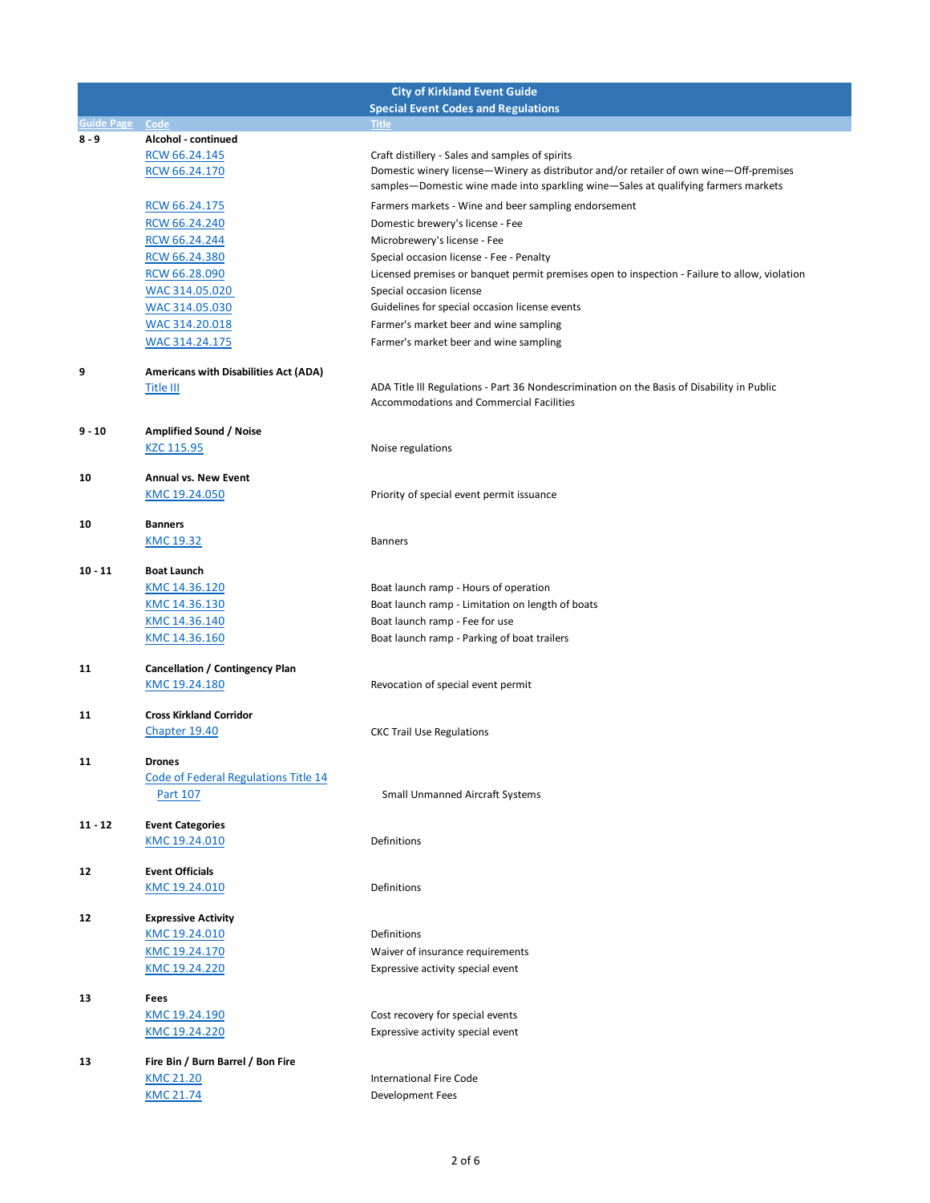| City of Kirkland Event Guide<br>Special Event Codes and Regulations | | |
|---|---|---|
| Guide Page | Code | Title |
| 8 - 9 | **Alcohol - continued** | |
| | RCW 66.24.145 | Craft distillery - Sales and samples of spirits |
| | RCW 66.24.170 | Domestic winery license—Winery as distributor and/or retailer of own wine—Off-premises samples—Domestic wine made into sparkling wine—Sales at qualifying farmers markets |
| | RCW 66.24.175 | Farmers markets - Wine and beer sampling endorsement |
| | RCW 66.24.240 | Domestic brewery's license - Fee |
| | RCW 66.24.244 | Microbrewery's license - Fee |
| | RCW 66.24.380 | Special occasion license - Fee - Penalty |
| | RCW 66.28.090 | Licensed premises or banquet permit premises open to inspection - Failure to allow, violation |
| | WAC 314.05.020 | Special occasion license |
| | WAC 314.05.030 | Guidelines for special occasion license events |
| | WAC 314.20.018 | Farmer's market beer and wine sampling |
| | WAC 314.24.175 | Farmer's market beer and wine sampling |
| 9 | **Americans with Disabilities Act (ADA)** | |
| | Title III | ADA Title lll Regulations - Part 36 Nondescrimination on the Basis of Disability in Public Accommodations and Commercial Facilities |
| 9 - 10 | **Amplified Sound / Noise** | |
| | KZC 115.95 | Noise regulations |
| 10 | **Annual vs. New Event** | |
| | KMC 19.24.050 | Priority of special event permit issuance |
| 10 | **Banners** | |
| | KMC 19.32 | Banners |
| 10 - 11 | **Boat Launch** | |
| | KMC 14.36.120 | Boat launch ramp - Hours of operation |
| | KMC 14.36.130 | Boat launch ramp - Limitation on length of boats |
| | KMC 14.36.140 | Boat launch ramp - Fee for use |
| | KMC 14.36.160 | Boat launch ramp - Parking of boat trailers |
| 11 | **Cancellation / Contingency Plan** | |
| | KMC 19.24.180 | Revocation of special event permit |
| 11 | **Cross Kirkland Corridor** | |
| | Chapter 19.40 | CKC Trail Use Regulations |
| 11 | **Drones** | |
| | Code of Federal Regulations Title 14 Part 107 | Small Unmanned Aircraft Systems |
| 11 - 12 | **Event Categories** | |
| | KMC 19.24.010 | Definitions |
| 12 | **Event Officials** | |
| | KMC 19.24.010 | Definitions |
| 12 | **Expressive Activity** | |
| | KMC 19.24.010 | Definitions |
| | KMC 19.24.170 | Waiver of insurance requirements |
| | KMC 19.24.220 | Expressive activity special event |
| 13 | **Fees** | |
| | KMC 19.24.190 | Cost recovery for special events |
| | KMC 19.24.220 | Expressive activity special event |
| 13 | **Fire Bin / Burn Barrel / Bon Fire** | |
| | KMC 21.20 | International Fire Code |
| | KMC 21.74 | Development Fees |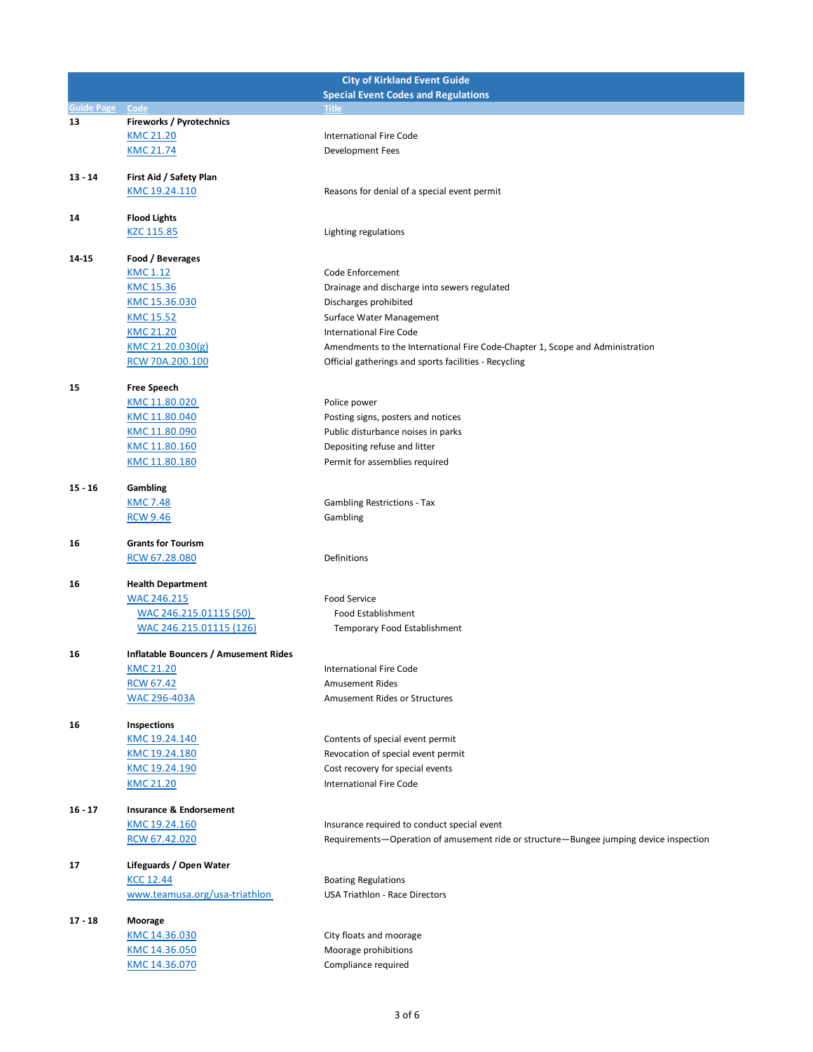| City of Kirkland Event Guide<br>Special Event Codes and Regulations | | |
|---|---|---|
| **Guide Page** | **Code** | **Title** |
| 13 | **Fireworks / Pyrotechnics** | |
| | KMC 21.20 | International Fire Code |
| | KMC 21.74 | Development Fees |
| 13 - 14 | **First Aid / Safety Plan** | |
| | KMC 19.24.110 | Reasons for denial of a special event permit |
| 14 | **Flood Lights** | |
| | KZC 115.85 | Lighting regulations |
| 14-15 | **Food / Beverages** | |
| | KMC 1.12 | Code Enforcement |
| | KMC 15.36 | Drainage and discharge into sewers regulated |
| | KMC 15.36.030 | Discharges prohibited |
| | KMC 15.52 | Surface Water Management |
| | KMC 21.20 | International Fire Code |
| | KMC 21.20.030(g) | Amendments to the International Fire Code-Chapter 1, Scope and Administration |
| | RCW 70A.200.100 | Official gatherings and sports facilities - Recycling |
| 15 | **Free Speech** | |
| | KMC 11.80.020 | Police power |
| | KMC 11.80.040 | Posting signs, posters and notices |
| | KMC 11.80.090 | Public disturbance noises in parks |
| | KMC 11.80.160 | Depositing refuse and litter |
| | KMC 11.80.180 | Permit for assemblies required |
| 15 - 16 | **Gambling** | |
| | KMC 7.48 | Gambling Restrictions - Tax |
| | RCW 9.46 | Gambling |
| 16 | **Grants for Tourism** | |
| | RCW 67.28.080 | Definitions |
| 16 | **Health Department** | |
| | WAC 246.215 | Food Service |
| | WAC 246.215.01115 (50) | Food Establishment |
| | WAC 246.215.01115 (126) | Temporary Food Establishment |
| 16 | **Inflatable Bouncers / Amusement Rides** | |
| | KMC 21.20 | International Fire Code |
| | RCW 67.42 | Amusement Rides |
| | WAC 296-403A | Amusement Rides or Structures |
| 16 | **Inspections** | |
| | KMC 19.24.140 | Contents of special event permit |
| | KMC 19.24.180 | Revocation of special event permit |
| | KMC 19.24.190 | Cost recovery for special events |
| | KMC 21.20 | International Fire Code |
| 16 - 17 | **Insurance & Endorsement** | |
| | KMC 19.24.160 | Insurance required to conduct special event |
| | RCW 67.42.020 | Requirements—Operation of amusement ride or structure—Bungee jumping device inspection |
| 17 | **Lifeguards / Open Water** | |
| | KCC 12.44 | Boating Regulations |
| | www.teamusa.org/usa-triathlon | USA Triathlon - Race Directors |
| 17 - 18 | **Moorage** | |
| | KMC 14.36.030 | City floats and moorage |
| | KMC 14.36.050 | Moorage prohibitions |
| | KMC 14.36.070 | Compliance required |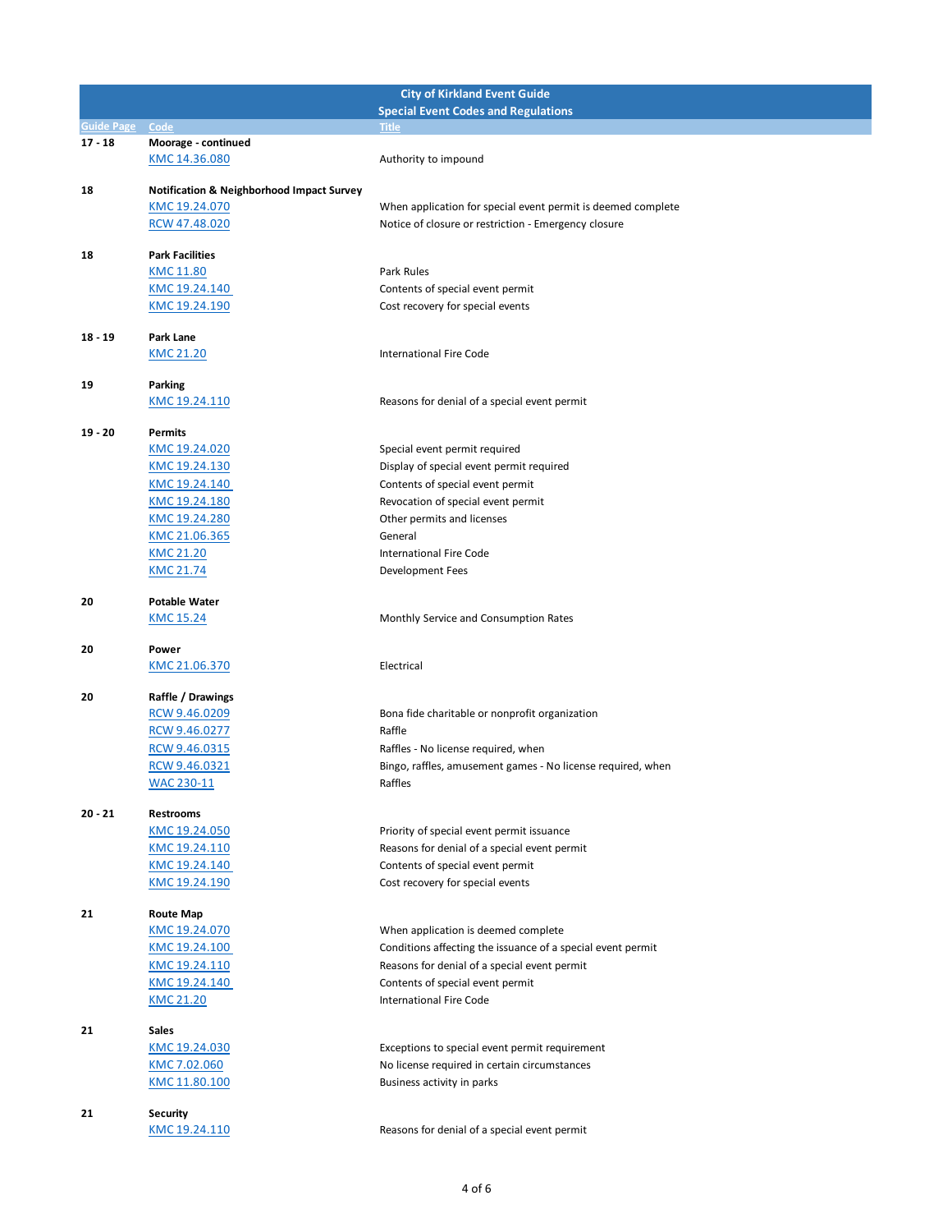# City of Kirkland Event Guide

## Special Event Codes and Regulations

| Guide Page | Code | Title |
|---|---|---|
| 17 - 18 | **Moorage - continued** | |
| | KMC 14.36.080 | Authority to impound |
| 18 | **Notification & Neighborhood Impact Survey** | |
| | KMC 19.24.070 | When application for special event permit is deemed complete |
| | RCW 47.48.020 | Notice of closure or restriction - Emergency closure |
| 18 | **Park Facilities** | |
| | KMC 11.80 | Park Rules |
| | KMC 19.24.140 | Contents of special event permit |
| | KMC 19.24.190 | Cost recovery for special events |
| 18 - 19 | **Park Lane** | |
| | KMC 21.20 | International Fire Code |
| 19 | **Parking** | |
| | KMC 19.24.110 | Reasons for denial of a special event permit |
| 19 - 20 | **Permits** | |
| | KMC 19.24.020 | Special event permit required |
| | KMC 19.24.130 | Display of special event permit required |
| | KMC 19.24.140 | Contents of special event permit |
| | KMC 19.24.180 | Revocation of special event permit |
| | KMC 19.24.280 | Other permits and licenses |
| | KMC 21.06.365 | General |
| | KMC 21.20 | International Fire Code |
| | KMC 21.74 | Development Fees |
| 20 | **Potable Water** | |
| | KMC 15.24 | Monthly Service and Consumption Rates |
| 20 | **Power** | |
| | KMC 21.06.370 | Electrical |
| 20 | **Raffle / Drawings** | |
| | RCW 9.46.0209 | Bona fide charitable or nonprofit organization |
| | RCW 9.46.0277 | Raffle |
| | RCW 9.46.0315 | Raffles - No license required, when |
| | RCW 9.46.0321 | Bingo, raffles, amusement games - No license required, when |
| | WAC 230-11 | Raffles |
| 20 - 21 | **Restrooms** | |
| | KMC 19.24.050 | Priority of special event permit issuance |
| | KMC 19.24.110 | Reasons for denial of a special event permit |
| | KMC 19.24.140 | Contents of special event permit |
| | KMC 19.24.190 | Cost recovery for special events |
| 21 | **Route Map** | |
| | KMC 19.24.070 | When application is deemed complete |
| | KMC 19.24.100 | Conditions affecting the issuance of a special event permit |
| | KMC 19.24.110 | Reasons for denial of a special event permit |
| | KMC 19.24.140 | Contents of special event permit |
| | KMC 21.20 | International Fire Code |
| 21 | **Sales** | |
| | KMC 19.24.030 | Exceptions to special event permit requirement |
| | KMC 7.02.060 | No license required in certain circumstances |
| | KMC 11.80.100 | Business activity in parks |
| 21 | **Security** | |
| | KMC 19.24.110 | Reasons for denial of a special event permit |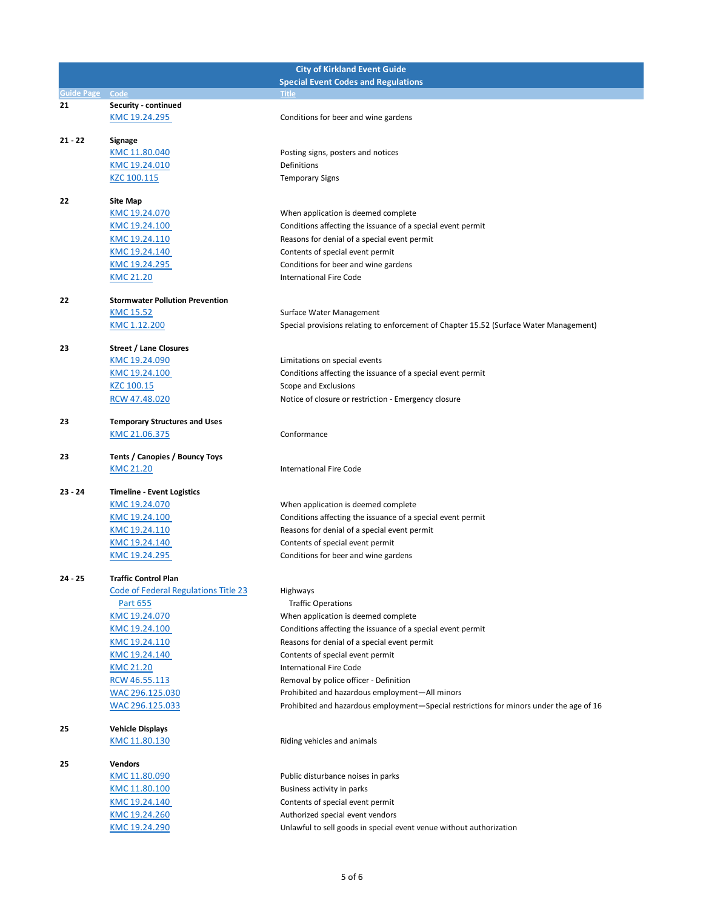| City of Kirkland Event Guide<br>Special Event Codes and Regulations | | |
|---|---|---|
| Guide Page | Code | Title |
| 21 | **Security - continued** | |
| | KMC 19.24.295 | Conditions for beer and wine gardens |
| 21 - 22 | **Signage** | |
| | KMC 11.80.040 | Posting signs, posters and notices |
| | KMC 19.24.010 | Definitions |
| | KZC 100.115 | Temporary Signs |
| 22 | **Site Map** | |
| | KMC 19.24.070 | When application is deemed complete |
| | KMC 19.24.100 | Conditions affecting the issuance of a special event permit |
| | KMC 19.24.110 | Reasons for denial of a special event permit |
| | KMC 19.24.140 | Contents of special event permit |
| | KMC 19.24.295 | Conditions for beer and wine gardens |
| | KMC 21.20 | International Fire Code |
| 22 | **Stormwater Pollution Prevention** | |
| | KMC 15.52 | Surface Water Management |
| | KMC 1.12.200 | Special provisions relating to enforcement of Chapter 15.52 (Surface Water Management) |
| 23 | **Street / Lane Closures** | |
| | KMC 19.24.090 | Limitations on special events |
| | KMC 19.24.100 | Conditions affecting the issuance of a special event permit |
| | KZC 100.15 | Scope and Exclusions |
| | RCW 47.48.020 | Notice of closure or restriction - Emergency closure |
| 23 | **Temporary Structures and Uses** | |
| | KMC 21.06.375 | Conformance |
| 23 | **Tents / Canopies / Bouncy Toys** | |
| | KMC 21.20 | International Fire Code |
| 23 - 24 | **Timeline - Event Logistics** | |
| | KMC 19.24.070 | When application is deemed complete |
| | KMC 19.24.100 | Conditions affecting the issuance of a special event permit |
| | KMC 19.24.110 | Reasons for denial of a special event permit |
| | KMC 19.24.140 | Contents of special event permit |
| | KMC 19.24.295 | Conditions for beer and wine gardens |
| 24 - 25 | **Traffic Control Plan** | |
| | Code of Federal Regulations Title 23 | Highways |
| | Part 655 | Traffic Operations |
| | KMC 19.24.070 | When application is deemed complete |
| | KMC 19.24.100 | Conditions affecting the issuance of a special event permit |
| | KMC 19.24.110 | Reasons for denial of a special event permit |
| | KMC 19.24.140 | Contents of special event permit |
| | KMC 21.20 | International Fire Code |
| | RCW 46.55.113 | Removal by police officer - Definition |
| | WAC 296.125.030 | Prohibited and hazardous employment—All minors |
| | WAC 296.125.033 | Prohibited and hazardous employment—Special restrictions for minors under the age of 16 |
| 25 | **Vehicle Displays** | |
| | KMC 11.80.130 | Riding vehicles and animals |
| 25 | **Vendors** | |
| | KMC 11.80.090 | Public disturbance noises in parks |
| | KMC 11.80.100 | Business activity in parks |
| | KMC 19.24.140 | Contents of special event permit |
| | KMC 19.24.260 | Authorized special event vendors |
| | KMC 19.24.290 | Unlawful to sell goods in special event venue without authorization |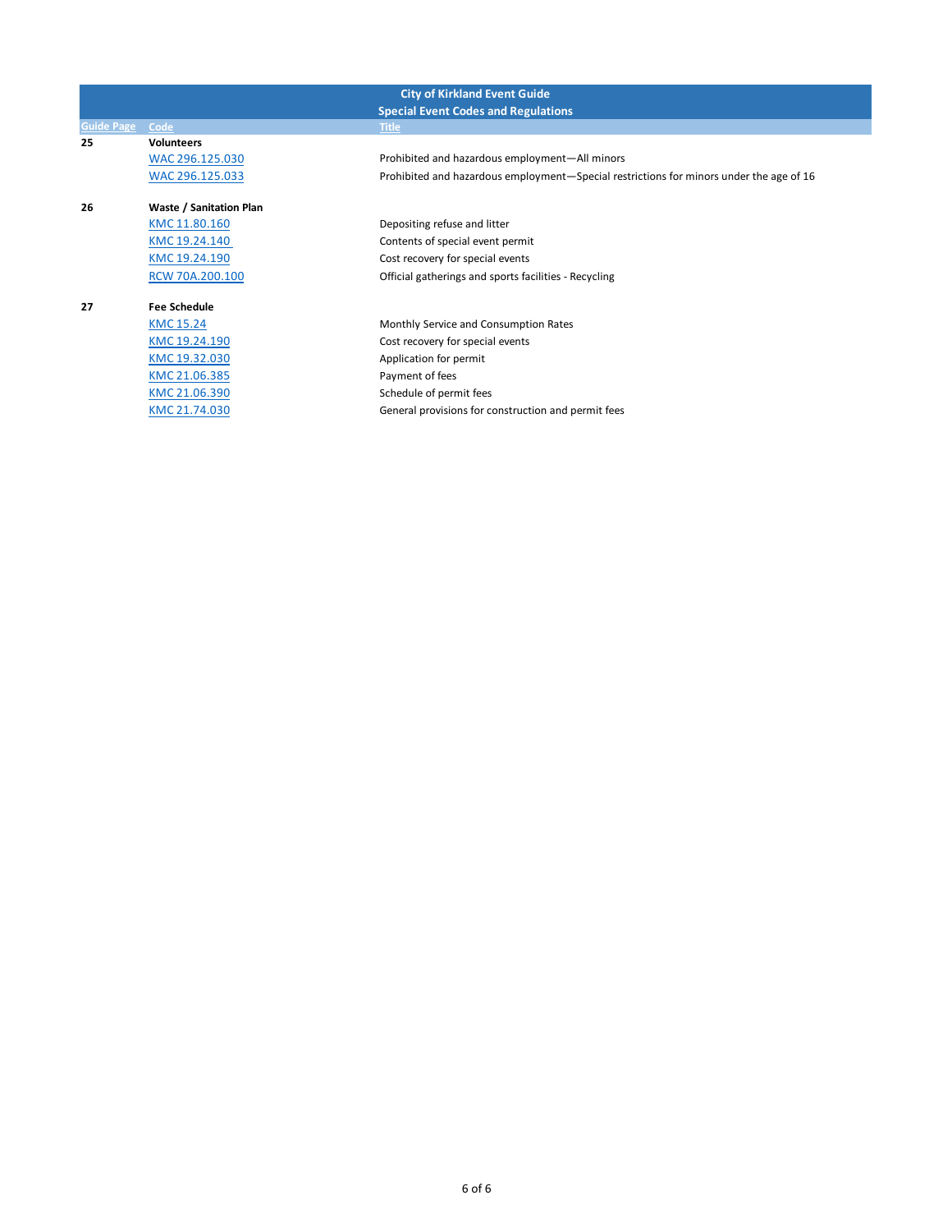| City of Kirkland Event Guide<br>Special Event Codes and Regulations | | |
|---|---|---|
| **Guide Page** | **Code** | **Title** |
| **25** | **Volunteers** | |
| | WAC 296.125.030 | Prohibited and hazardous employment—All minors |
| | WAC 296.125.033 | Prohibited and hazardous employment—Special restrictions for minors under the age of 16 |
| **26** | **Waste / Sanitation Plan** | |
| | KMC 11.80.160 | Depositing refuse and litter |
| | KMC 19.24.140 | Contents of special event permit |
| | KMC 19.24.190 | Cost recovery for special events |
| | RCW 70A.200.100 | Official gatherings and sports facilities - Recycling |
| **27** | **Fee Schedule** | |
| | KMC 15.24 | Monthly Service and Consumption Rates |
| | KMC 19.24.190 | Cost recovery for special events |
| | KMC 19.32.030 | Application for permit |
| | KMC 21.06.385 | Payment of fees |
| | KMC 21.06.390 | Schedule of permit fees |
| | KMC 21.74.030 | General provisions for construction and permit fees |